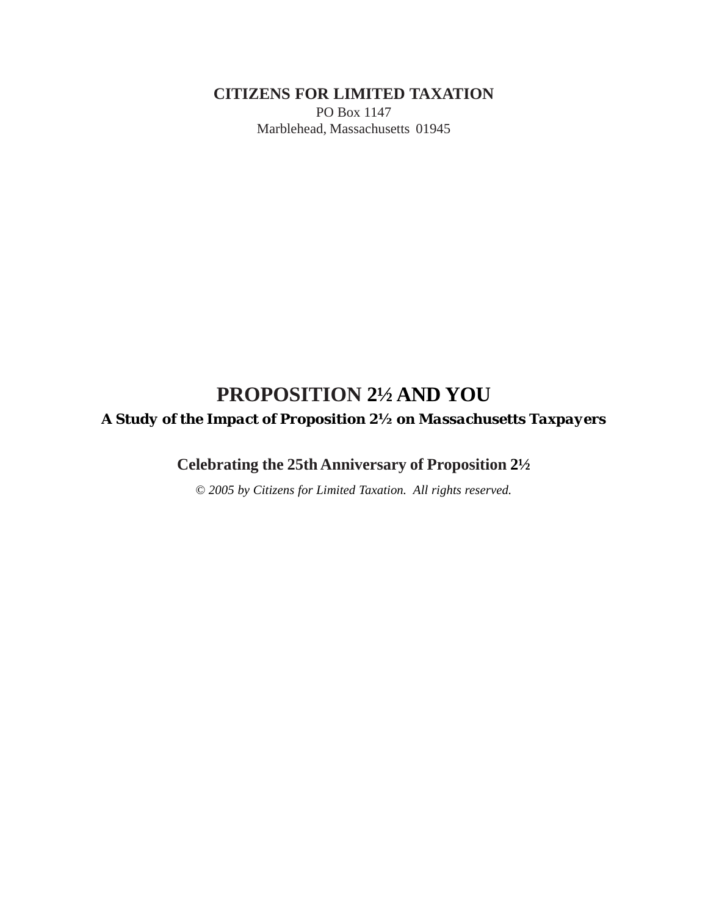**CITIZENS FOR LIMITED TAXATION**
PO Box 1147
Marblehead, Massachusetts 01945

# PROPOSITION 2½ AND YOU

## *A Study of the Impact of Proposition 2½ on Massachusetts Taxpayers*

### Celebrating the 25th Anniversary of Proposition 2½

*© 2005 by Citizens for Limited Taxation. All rights reserved.*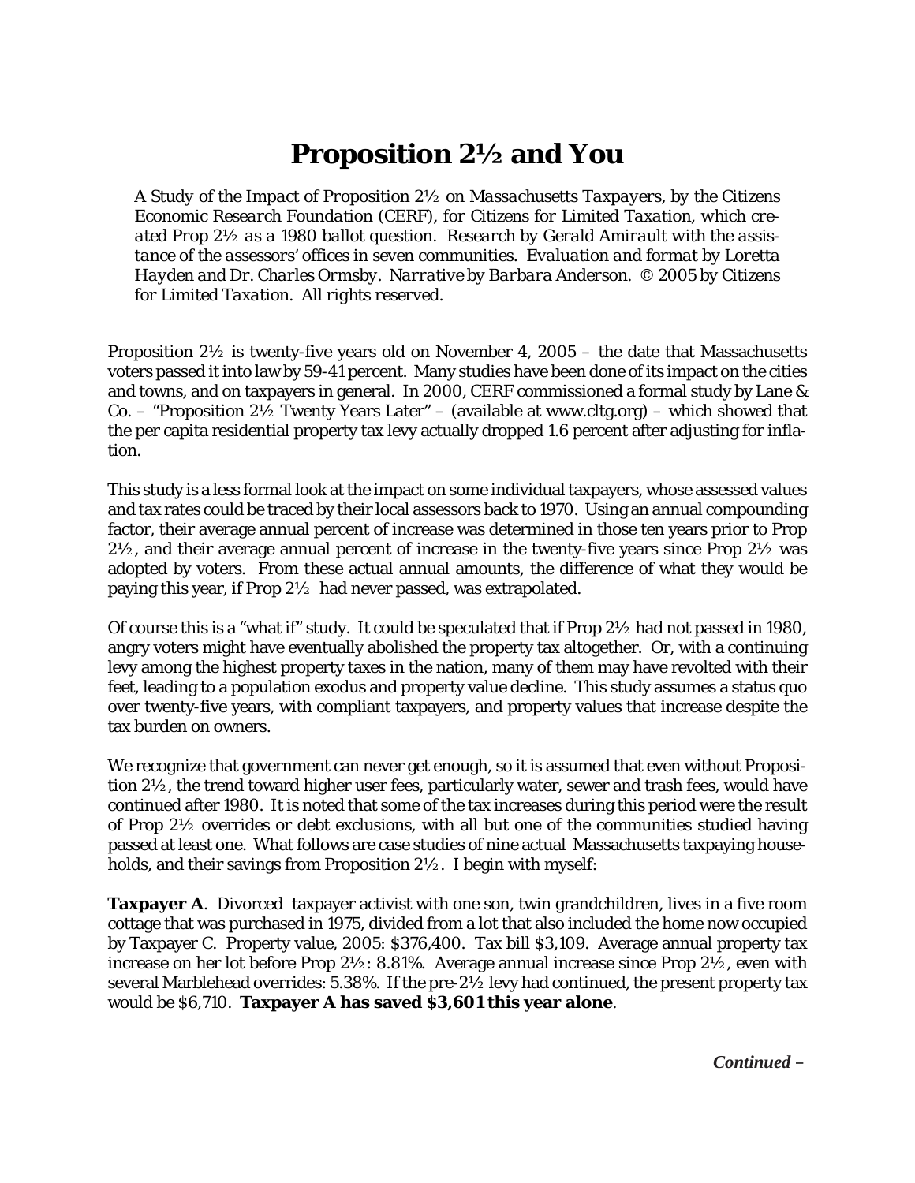# Proposition 2½ and You

*A Study of the Impact of Proposition 2½ on Massachusetts Taxpayers, by the Citizens Economic Research Foundation (CERF), for Citizens for Limited Taxation, which created Prop 2½ as a 1980 ballot question. Research by Gerald Amirault with the assistance of the assessors' offices in seven communities. Evaluation and format by Loretta Hayden and Dr. Charles Ormsby. Narrative by Barbara Anderson. © 2005 by Citizens for Limited Taxation. All rights reserved.*

Proposition 2½ is twenty-five years old on November 4, 2005 – the date that Massachusetts voters passed it into law by 59-41 percent. Many studies have been done of its impact on the cities and towns, and on taxpayers in general. In 2000, CERF commissioned a formal study by Lane & Co. – "Proposition 2½ Twenty Years Later" – (available at www.cltg.org) – which showed that the per capita residential property tax levy actually dropped 1.6 percent after adjusting for inflation.

This study is a less formal look at the impact on some individual taxpayers, whose assessed values and tax rates could be traced by their local assessors back to 1970. Using an annual compounding factor, their average annual percent of increase was determined in those ten years prior to Prop 2½, and their average annual percent of increase in the twenty-five years since Prop 2½ was adopted by voters. From these actual annual amounts, the difference of what they would be paying this year, if Prop 2½ had never passed, was extrapolated.

Of course this is a "what if" study. It could be speculated that if Prop 2½ had not passed in 1980, angry voters might have eventually abolished the property tax altogether. Or, with a continuing levy among the highest property taxes in the nation, many of them may have revolted with their feet, leading to a population exodus and property value decline. This study assumes a status quo over twenty-five years, with compliant taxpayers, and property values that increase despite the tax burden on owners.

We recognize that government can never get enough, so it is assumed that even without Proposition 2½, the trend toward higher user fees, particularly water, sewer and trash fees, would have continued after 1980. It is noted that some of the tax increases during this period were the result of Prop 2½ overrides or debt exclusions, with all but one of the communities studied having passed at least one. What follows are case studies of nine actual Massachusetts taxpaying households, and their savings from Proposition 2½. I begin with myself:

**Taxpayer A**. Divorced taxpayer activist with one son, twin grandchildren, lives in a five room cottage that was purchased in 1975, divided from a lot that also included the home now occupied by Taxpayer C. Property value, 2005: $376,400. Tax bill $3,109. Average annual property tax increase on her lot before Prop 2½: 8.81%. Average annual increase since Prop 2½, even with several Marblehead overrides: 5.38%. If the pre-2½ levy had continued, the present property tax would be $6,710. **Taxpayer A has saved $3,601 this year alone**.

***Continued –***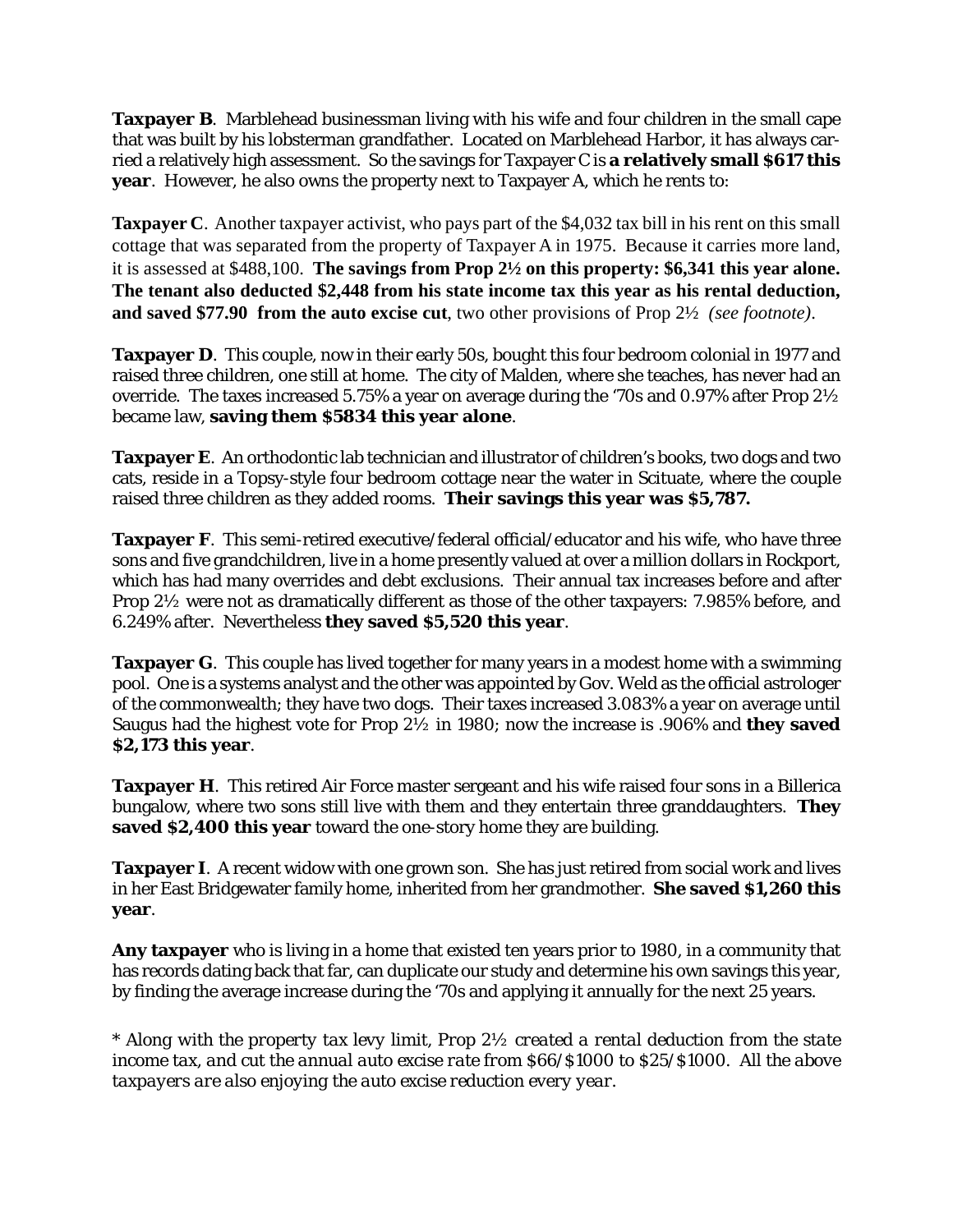**Taxpayer B**. Marblehead businessman living with his wife and four children in the small cape that was built by his lobsterman grandfather. Located on Marblehead Harbor, it has always carried a relatively high assessment. So the savings for Taxpayer C is **a relatively small $617 this year**. However, he also owns the property next to Taxpayer A, which he rents to:

**Taxpayer C**. Another taxpayer activist, who pays part of the $4,032 tax bill in his rent on this small cottage that was separated from the property of Taxpayer A in 1975. Because it carries more land, it is assessed at $488,100. **The savings from Prop 2½ on this property: $6,341 this year alone. The tenant also deducted $2,448 from his state income tax this year as his rental deduction, and saved $77.90 from the auto excise cut**, two other provisions of Prop 2½ *(see footnote)*.

**Taxpayer D**. This couple, now in their early 50s, bought this four bedroom colonial in 1977 and raised three children, one still at home. The city of Malden, where she teaches, has never had an override. The taxes increased 5.75% a year on average during the '70s and 0.97% after Prop 2½ became law, **saving them $5834 this year alone**.

**Taxpayer E**. An orthodontic lab technician and illustrator of children's books, two dogs and two cats, reside in a Topsy-style four bedroom cottage near the water in Scituate, where the couple raised three children as they added rooms. **Their savings this year was $5,787.**

**Taxpayer F**. This semi-retired executive/federal official/educator and his wife, who have three sons and five grandchildren, live in a home presently valued at over a million dollars in Rockport, which has had many overrides and debt exclusions. Their annual tax increases before and after Prop 2½ were not as dramatically different as those of the other taxpayers: 7.985% before, and 6.249% after. Nevertheless **they saved $5,520 this year**.

**Taxpayer G**. This couple has lived together for many years in a modest home with a swimming pool. One is a systems analyst and the other was appointed by Gov. Weld as the official astrologer of the commonwealth; they have two dogs. Their taxes increased 3.083% a year on average until Saugus had the highest vote for Prop 2½ in 1980; now the increase is .906% and **they saved $2,173 this year**.

**Taxpayer H**. This retired Air Force master sergeant and his wife raised four sons in a Billerica bungalow, where two sons still live with them and they entertain three granddaughters. **They saved $2,400 this year** toward the one-story home they are building.

**Taxpayer I**. A recent widow with one grown son. She has just retired from social work and lives in her East Bridgewater family home, inherited from her grandmother. **She saved $1,260 this year**.

**Any taxpayer** who is living in a home that existed ten years prior to 1980, in a community that has records dating back that far, can duplicate our study and determine his own savings this year, by finding the average increase during the '70s and applying it annually for the next 25 years.

*\* Along with the property tax levy limit, Prop 2½ created a rental deduction from the state income tax, and cut the annual auto excise rate from $66/$1000 to $25/$1000. All the above taxpayers are also enjoying the auto excise reduction every year.*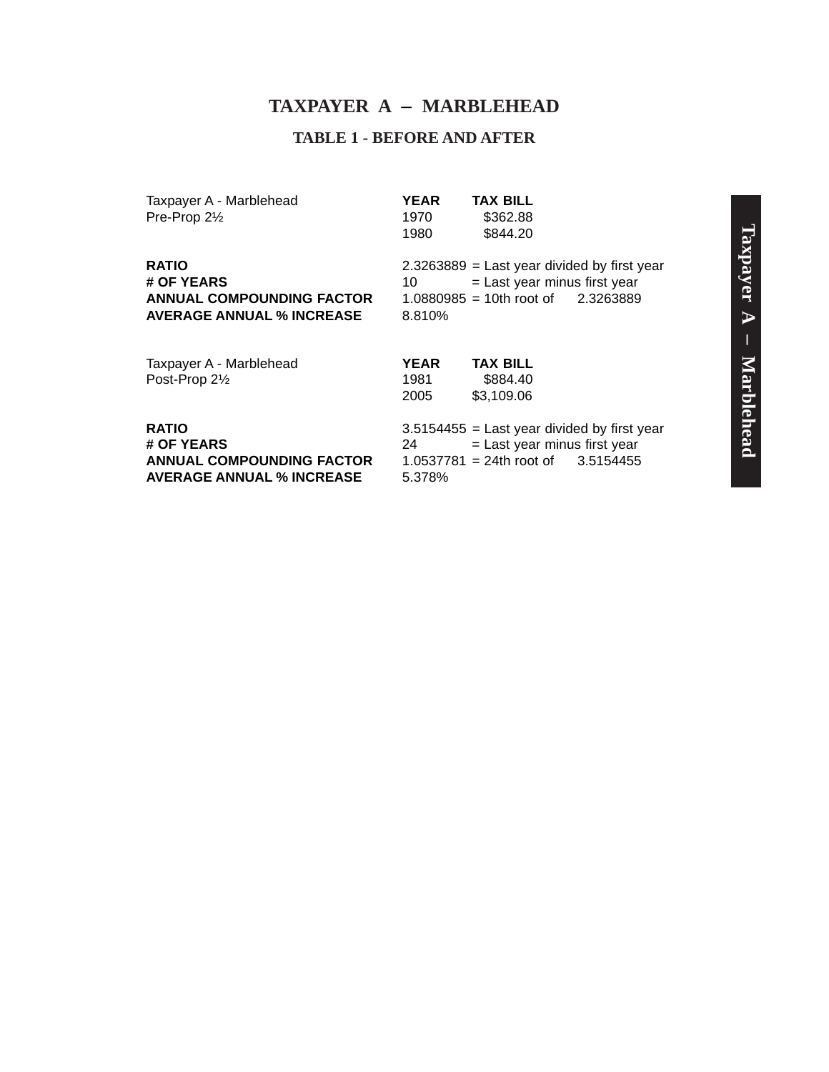# TAXPAYER A – MARBLEHEAD

## TABLE 1 - BEFORE AND AFTER

| Taxpayer A - Marblehead | **YEAR** | **TAX BILL** |
|---|---|---|
| Pre-Prop 2½ | 1970 | $362.88 |
| | 1980 | $844.20 |

| | | |
|---|---|---|
| **RATIO** | 2.3263889 | = Last year divided by first year |
| **# OF YEARS** | 10 | = Last year minus first year |
| **ANNUAL COMPOUNDING FACTOR** | 1.0880985 | = 10th root of 2.3263889 |
| **AVERAGE ANNUAL % INCREASE** | 8.810% | |

| Taxpayer A - Marblehead | **YEAR** | **TAX BILL** |
|---|---|---|
| Post-Prop 2½ | 1981 | $884.40 |
| | 2005 | $3,109.06 |

| | | |
|---|---|---|
| **RATIO** | 3.5154455 | = Last year divided by first year |
| **# OF YEARS** | 24 | = Last year minus first year |
| **ANNUAL COMPOUNDING FACTOR** | 1.0537781 | = 24th root of 3.5154455 |
| **AVERAGE ANNUAL % INCREASE** | 5.378% | |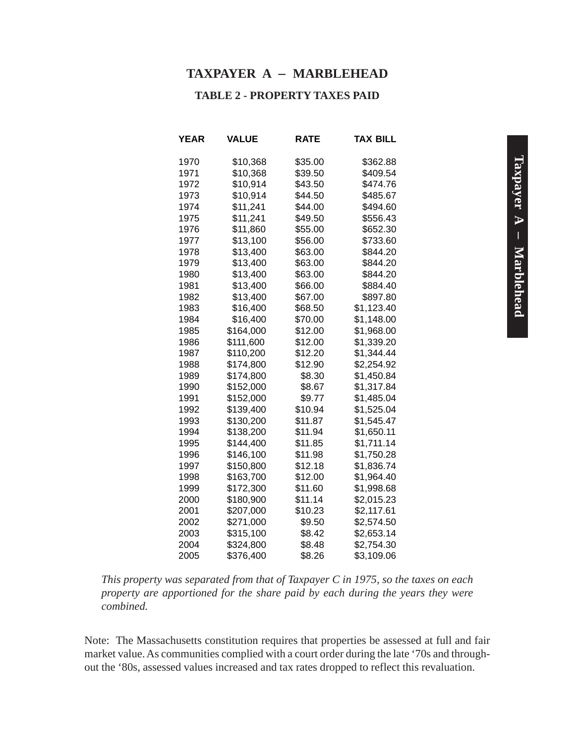## TAXPAYER A – MARBLEHEAD

### TABLE 2 - PROPERTY TAXES PAID

| YEAR | VALUE | RATE | TAX BILL |
|---|---|---|---|
| 1970 | $10,368 | $35.00 | $362.88 |
| 1971 | $10,368 | $39.50 | $409.54 |
| 1972 | $10,914 | $43.50 | $474.76 |
| 1973 | $10,914 | $44.50 | $485.67 |
| 1974 | $11,241 | $44.00 | $494.60 |
| 1975 | $11,241 | $49.50 | $556.43 |
| 1976 | $11,860 | $55.00 | $652.30 |
| 1977 | $13,100 | $56.00 | $733.60 |
| 1978 | $13,400 | $63.00 | $844.20 |
| 1979 | $13,400 | $63.00 | $844.20 |
| 1980 | $13,400 | $63.00 | $844.20 |
| 1981 | $13,400 | $66.00 | $884.40 |
| 1982 | $13,400 | $67.00 | $897.80 |
| 1983 | $16,400 | $68.50 | $1,123.40 |
| 1984 | $16,400 | $70.00 | $1,148.00 |
| 1985 | $164,000 | $12.00 | $1,968.00 |
| 1986 | $111,600 | $12.00 | $1,339.20 |
| 1987 | $110,200 | $12.20 | $1,344.44 |
| 1988 | $174,800 | $12.90 | $2,254.92 |
| 1989 | $174,800 | $8.30 | $1,450.84 |
| 1990 | $152,000 | $8.67 | $1,317.84 |
| 1991 | $152,000 | $9.77 | $1,485.04 |
| 1992 | $139,400 | $10.94 | $1,525.04 |
| 1993 | $130,200 | $11.87 | $1,545.47 |
| 1994 | $138,200 | $11.94 | $1,650.11 |
| 1995 | $144,400 | $11.85 | $1,711.14 |
| 1996 | $146,100 | $11.98 | $1,750.28 |
| 1997 | $150,800 | $12.18 | $1,836.74 |
| 1998 | $163,700 | $12.00 | $1,964.40 |
| 1999 | $172,300 | $11.60 | $1,998.68 |
| 2000 | $180,900 | $11.14 | $2,015.23 |
| 2001 | $207,000 | $10.23 | $2,117.61 |
| 2002 | $271,000 | $9.50 | $2,574.50 |
| 2003 | $315,100 | $8.42 | $2,653.14 |
| 2004 | $324,800 | $8.48 | $2,754.30 |
| 2005 | $376,400 | $8.26 | $3,109.06 |

*This property was separated from that of Taxpayer C in 1975, so the taxes on each property are apportioned for the share paid by each during the years they were combined.*

Note: The Massachusetts constitution requires that properties be assessed at full and fair market value. As communities complied with a court order during the late '70s and throughout the '80s, assessed values increased and tax rates dropped to reflect this revaluation.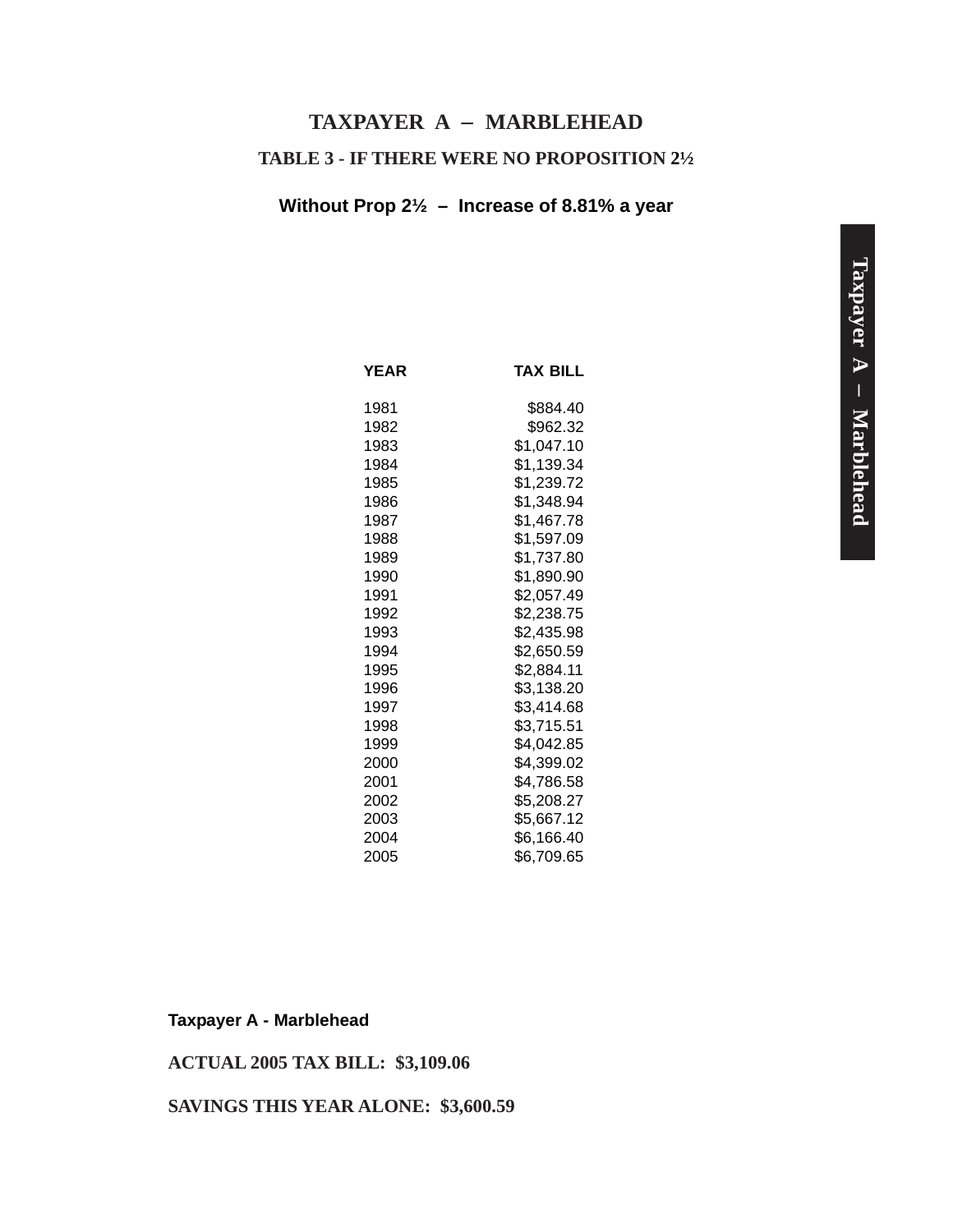# TAXPAYER A – MARBLEHEAD

## TABLE 3 - IF THERE WERE NO PROPOSITION 2½

**Without Prop 2½ – Increase of 8.81% a year**

| YEAR | TAX BILL |
|---|---|
| 1981 | $884.40 |
| 1982 | $962.32 |
| 1983 | $1,047.10 |
| 1984 | $1,139.34 |
| 1985 | $1,239.72 |
| 1986 | $1,348.94 |
| 1987 | $1,467.78 |
| 1988 | $1,597.09 |
| 1989 | $1,737.80 |
| 1990 | $1,890.90 |
| 1991 | $2,057.49 |
| 1992 | $2,238.75 |
| 1993 | $2,435.98 |
| 1994 | $2,650.59 |
| 1995 | $2,884.11 |
| 1996 | $3,138.20 |
| 1997 | $3,414.68 |
| 1998 | $3,715.51 |
| 1999 | $4,042.85 |
| 2000 | $4,399.02 |
| 2001 | $4,786.58 |
| 2002 | $5,208.27 |
| 2003 | $5,667.12 |
| 2004 | $6,166.40 |
| 2005 | $6,709.65 |

**Taxpayer A - Marblehead**

**ACTUAL 2005 TAX BILL: $3,109.06**

**SAVINGS THIS YEAR ALONE: $3,600.59**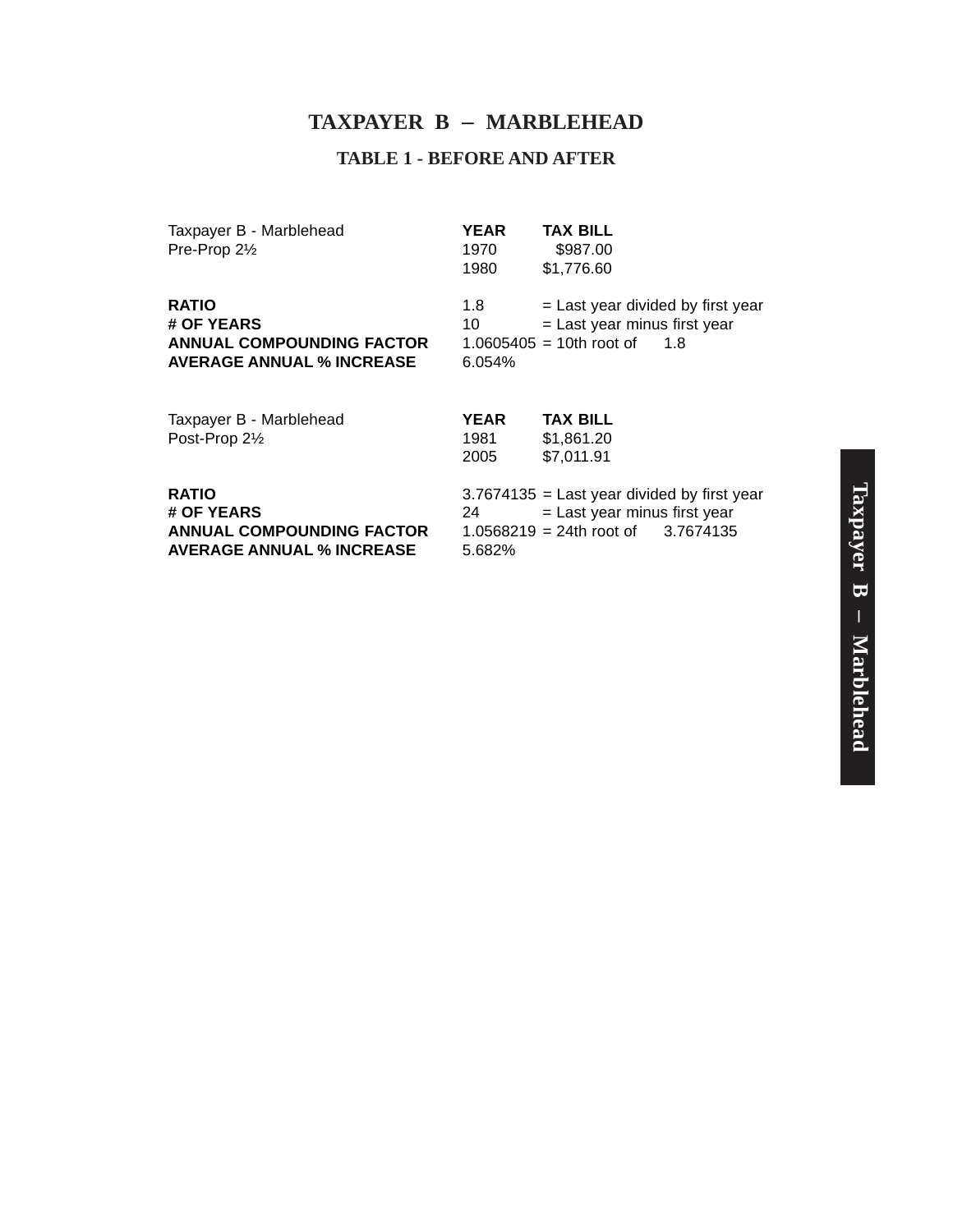# TAXPAYER B – MARBLEHEAD

## TABLE 1 - BEFORE AND AFTER

| Taxpayer B - Marblehead | **YEAR** | **TAX BILL** | |
|---|---|---|---|
| Pre-Prop 2½ | 1970 | $987.00 | |
| | 1980 | $1,776.60 | |
| **RATIO** | 1.8 | = Last year divided by first year | |
| **# OF YEARS** | 10 | = Last year minus first year | |
| **ANNUAL COMPOUNDING FACTOR** | 1.0605405 | = 10th root of | 1.8 |
| **AVERAGE ANNUAL % INCREASE** | 6.054% | | |

| Taxpayer B - Marblehead | **YEAR** | **TAX BILL** | |
|---|---|---|---|
| Post-Prop 2½ | 1981 | $1,861.20 | |
| | 2005 | $7,011.91 | |
| **RATIO** | 3.7674135 | = Last year divided by first year | |
| **# OF YEARS** | 24 | = Last year minus first year | |
| **ANNUAL COMPOUNDING FACTOR** | 1.0568219 | = 24th root of | 3.7674135 |
| **AVERAGE ANNUAL % INCREASE** | 5.682% | | |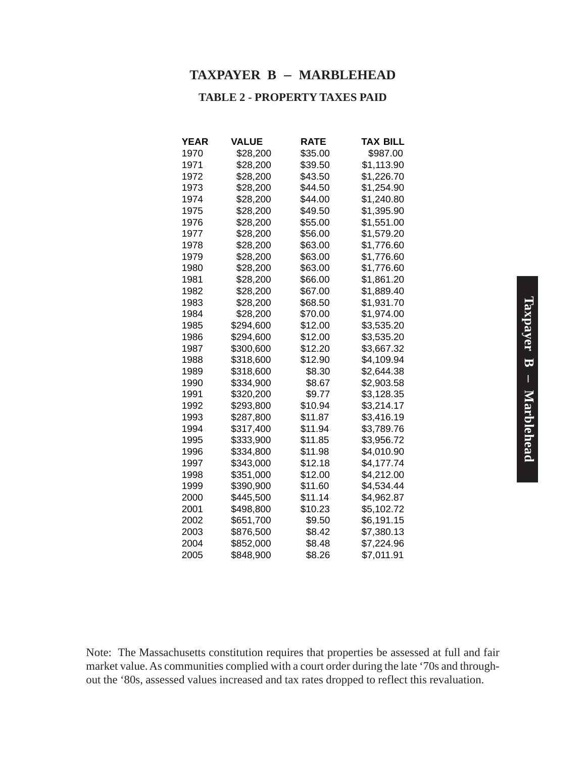# TAXPAYER B – MARBLEHEAD

## TABLE 2 - PROPERTY TAXES PAID

| YEAR | VALUE | RATE | TAX BILL |
|---|---|---|---|
| 1970 | $28,200 | $35.00 | $987.00 |
| 1971 | $28,200 | $39.50 | $1,113.90 |
| 1972 | $28,200 | $43.50 | $1,226.70 |
| 1973 | $28,200 | $44.50 | $1,254.90 |
| 1974 | $28,200 | $44.00 | $1,240.80 |
| 1975 | $28,200 | $49.50 | $1,395.90 |
| 1976 | $28,200 | $55.00 | $1,551.00 |
| 1977 | $28,200 | $56.00 | $1,579.20 |
| 1978 | $28,200 | $63.00 | $1,776.60 |
| 1979 | $28,200 | $63.00 | $1,776.60 |
| 1980 | $28,200 | $63.00 | $1,776.60 |
| 1981 | $28,200 | $66.00 | $1,861.20 |
| 1982 | $28,200 | $67.00 | $1,889.40 |
| 1983 | $28,200 | $68.50 | $1,931.70 |
| 1984 | $28,200 | $70.00 | $1,974.00 |
| 1985 | $294,600 | $12.00 | $3,535.20 |
| 1986 | $294,600 | $12.00 | $3,535.20 |
| 1987 | $300,600 | $12.20 | $3,667.32 |
| 1988 | $318,600 | $12.90 | $4,109.94 |
| 1989 | $318,600 | $8.30 | $2,644.38 |
| 1990 | $334,900 | $8.67 | $2,903.58 |
| 1991 | $320,200 | $9.77 | $3,128.35 |
| 1992 | $293,800 | $10.94 | $3,214.17 |
| 1993 | $287,800 | $11.87 | $3,416.19 |
| 1994 | $317,400 | $11.94 | $3,789.76 |
| 1995 | $333,900 | $11.85 | $3,956.72 |
| 1996 | $334,800 | $11.98 | $4,010.90 |
| 1997 | $343,000 | $12.18 | $4,177.74 |
| 1998 | $351,000 | $12.00 | $4,212.00 |
| 1999 | $390,900 | $11.60 | $4,534.44 |
| 2000 | $445,500 | $11.14 | $4,962.87 |
| 2001 | $498,800 | $10.23 | $5,102.72 |
| 2002 | $651,700 | $9.50 | $6,191.15 |
| 2003 | $876,500 | $8.42 | $7,380.13 |
| 2004 | $852,000 | $8.48 | $7,224.96 |
| 2005 | $848,900 | $8.26 | $7,011.91 |

Note: The Massachusetts constitution requires that properties be assessed at full and fair market value. As communities complied with a court order during the late '70s and throughout the '80s, assessed values increased and tax rates dropped to reflect this revaluation.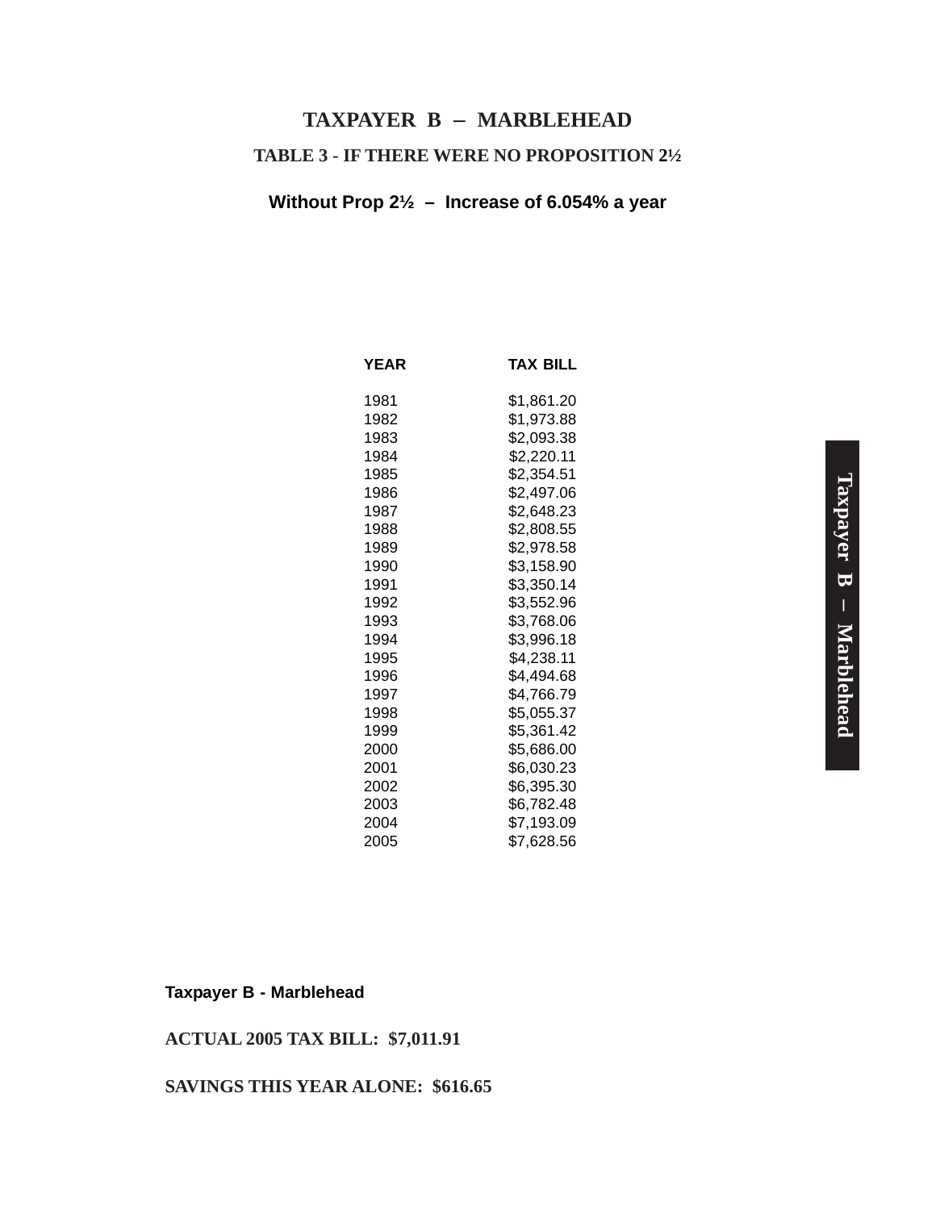# TAXPAYER B – MARBLEHEAD

## TABLE 3 - IF THERE WERE NO PROPOSITION 2½

**Without Prop 2½ – Increase of 6.054% a year**

| YEAR | TAX BILL |
| --- | --- |
| 1981 | $1,861.20 |
| 1982 | $1,973.88 |
| 1983 | $2,093.38 |
| 1984 | $2,220.11 |
| 1985 | $2,354.51 |
| 1986 | $2,497.06 |
| 1987 | $2,648.23 |
| 1988 | $2,808.55 |
| 1989 | $2,978.58 |
| 1990 | $3,158.90 |
| 1991 | $3,350.14 |
| 1992 | $3,552.96 |
| 1993 | $3,768.06 |
| 1994 | $3,996.18 |
| 1995 | $4,238.11 |
| 1996 | $4,494.68 |
| 1997 | $4,766.79 |
| 1998 | $5,055.37 |
| 1999 | $5,361.42 |
| 2000 | $5,686.00 |
| 2001 | $6,030.23 |
| 2002 | $6,395.30 |
| 2003 | $6,782.48 |
| 2004 | $7,193.09 |
| 2005 | $7,628.56 |

**Taxpayer B - Marblehead**

**ACTUAL 2005 TAX BILL: $7,011.91**

**SAVINGS THIS YEAR ALONE: $616.65**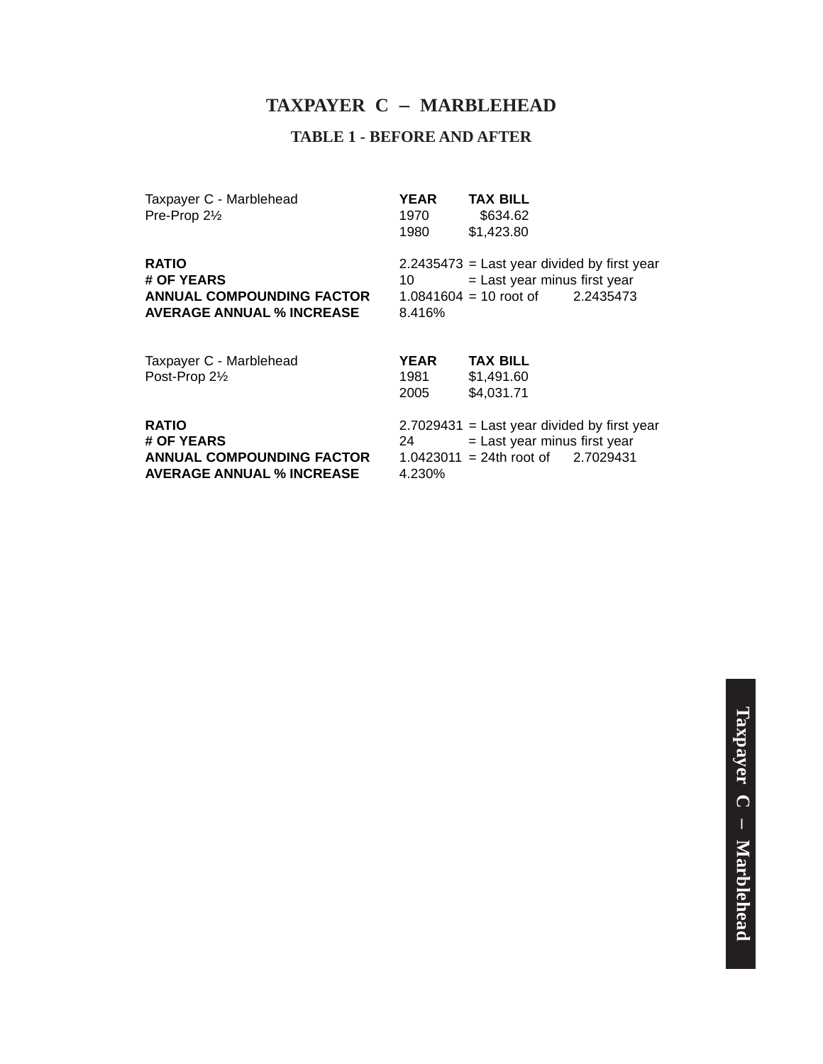# TAXPAYER C – MARBLEHEAD

## TABLE 1 - BEFORE AND AFTER

| Taxpayer C - Marblehead | YEAR | TAX BILL | |
|---|---|---|---|
| Pre-Prop 2½ | 1970 | $634.62 | |
| | 1980 | $1,423.80 | |
| | | | |
| **RATIO** | 2.2435473 | = Last year divided by first year | |
| **# OF YEARS** | 10 | = Last year minus first year | |
| **ANNUAL COMPOUNDING FACTOR** | 1.0841604 | = 10 root of | 2.2435473 |
| **AVERAGE ANNUAL % INCREASE** | 8.416% | | |

| Taxpayer C - Marblehead | YEAR | TAX BILL | |
|---|---|---|---|
| Post-Prop 2½ | 1981 | $1,491.60 | |
| | 2005 | $4,031.71 | |
| | | | |
| **RATIO** | 2.7029431 | = Last year divided by first year | |
| **# OF YEARS** | 24 | = Last year minus first year | |
| **ANNUAL COMPOUNDING FACTOR** | 1.0423011 | = 24th root of | 2.7029431 |
| **AVERAGE ANNUAL % INCREASE** | 4.230% | | |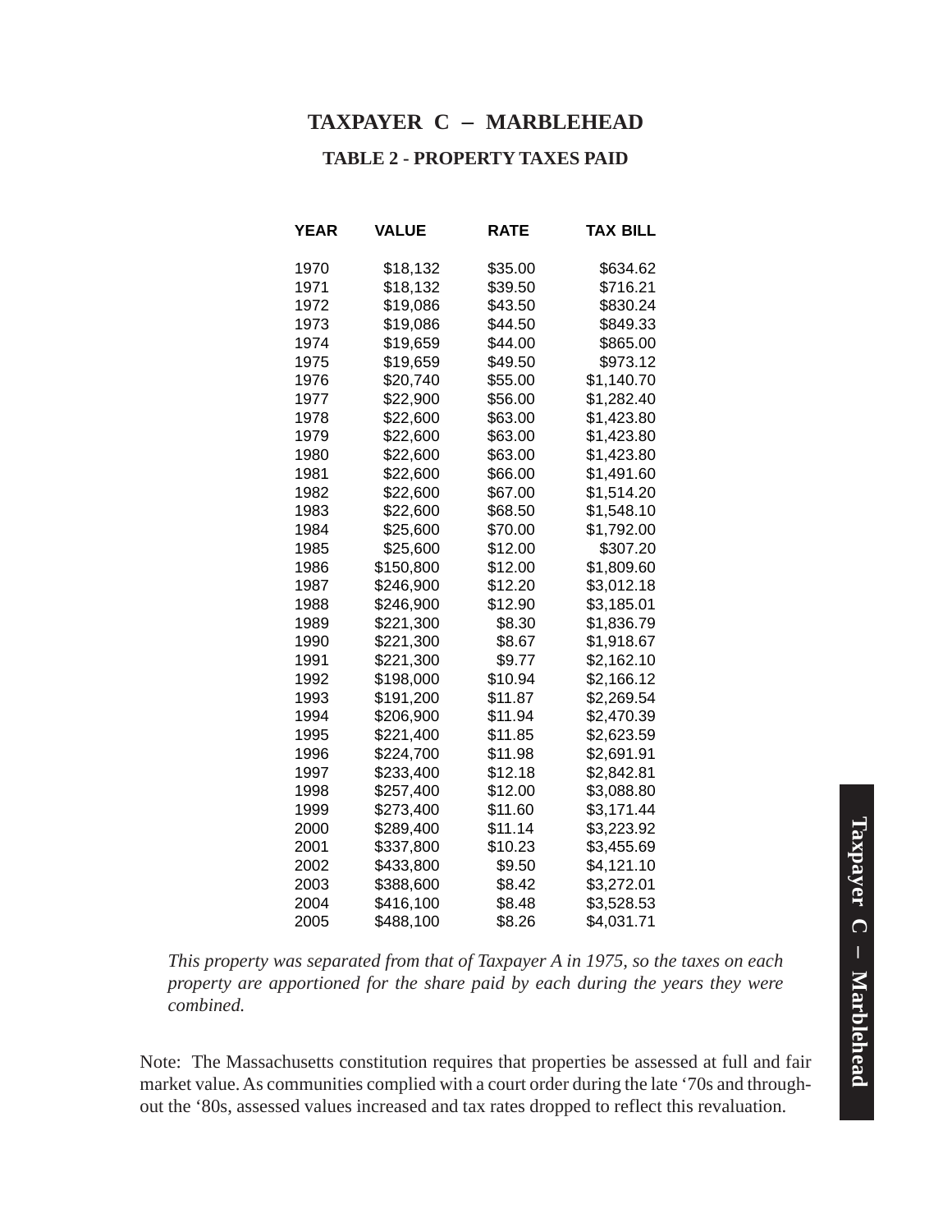## TAXPAYER C – MARBLEHEAD

### TABLE 2 - PROPERTY TAXES PAID

| YEAR | VALUE | RATE | TAX BILL |
|---|---|---|---|
| 1970 | $18,132 | $35.00 | $634.62 |
| 1971 | $18,132 | $39.50 | $716.21 |
| 1972 | $19,086 | $43.50 | $830.24 |
| 1973 | $19,086 | $44.50 | $849.33 |
| 1974 | $19,659 | $44.00 | $865.00 |
| 1975 | $19,659 | $49.50 | $973.12 |
| 1976 | $20,740 | $55.00 | $1,140.70 |
| 1977 | $22,900 | $56.00 | $1,282.40 |
| 1978 | $22,600 | $63.00 | $1,423.80 |
| 1979 | $22,600 | $63.00 | $1,423.80 |
| 1980 | $22,600 | $63.00 | $1,423.80 |
| 1981 | $22,600 | $66.00 | $1,491.60 |
| 1982 | $22,600 | $67.00 | $1,514.20 |
| 1983 | $22,600 | $68.50 | $1,548.10 |
| 1984 | $25,600 | $70.00 | $1,792.00 |
| 1985 | $25,600 | $12.00 | $307.20 |
| 1986 | $150,800 | $12.00 | $1,809.60 |
| 1987 | $246,900 | $12.20 | $3,012.18 |
| 1988 | $246,900 | $12.90 | $3,185.01 |
| 1989 | $221,300 | $8.30 | $1,836.79 |
| 1990 | $221,300 | $8.67 | $1,918.67 |
| 1991 | $221,300 | $9.77 | $2,162.10 |
| 1992 | $198,000 | $10.94 | $2,166.12 |
| 1993 | $191,200 | $11.87 | $2,269.54 |
| 1994 | $206,900 | $11.94 | $2,470.39 |
| 1995 | $221,400 | $11.85 | $2,623.59 |
| 1996 | $224,700 | $11.98 | $2,691.91 |
| 1997 | $233,400 | $12.18 | $2,842.81 |
| 1998 | $257,400 | $12.00 | $3,088.80 |
| 1999 | $273,400 | $11.60 | $3,171.44 |
| 2000 | $289,400 | $11.14 | $3,223.92 |
| 2001 | $337,800 | $10.23 | $3,455.69 |
| 2002 | $433,800 | $9.50 | $4,121.10 |
| 2003 | $388,600 | $8.42 | $3,272.01 |
| 2004 | $416,100 | $8.48 | $3,528.53 |
| 2005 | $488,100 | $8.26 | $4,031.71 |

*This property was separated from that of Taxpayer A in 1975, so the taxes on each property are apportioned for the share paid by each during the years they were combined.*

Note: The Massachusetts constitution requires that properties be assessed at full and fair market value. As communities complied with a court order during the late '70s and throughout the '80s, assessed values increased and tax rates dropped to reflect this revaluation.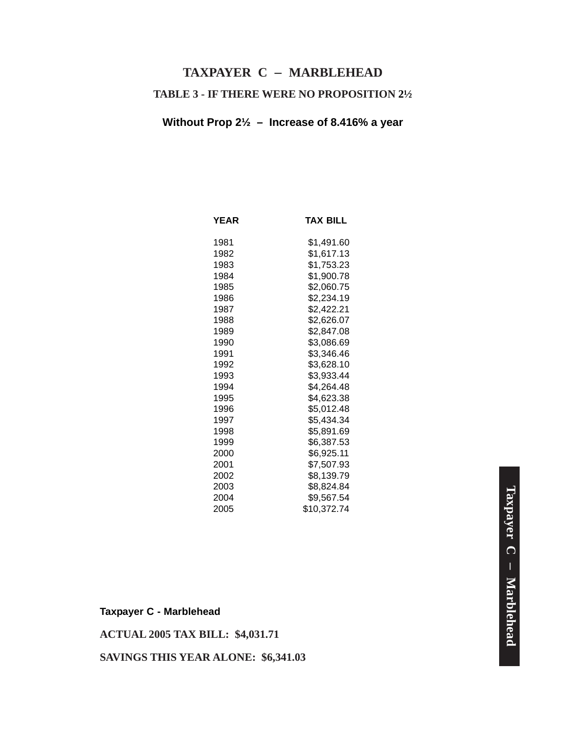# TAXPAYER C – MARBLEHEAD

## TABLE 3 - IF THERE WERE NO PROPOSITION 2½

**Without Prop 2½ – Increase of 8.416% a year**

| YEAR | TAX BILL |
|---|---|
| 1981 | $1,491.60 |
| 1982 | $1,617.13 |
| 1983 | $1,753.23 |
| 1984 | $1,900.78 |
| 1985 | $2,060.75 |
| 1986 | $2,234.19 |
| 1987 | $2,422.21 |
| 1988 | $2,626.07 |
| 1989 | $2,847.08 |
| 1990 | $3,086.69 |
| 1991 | $3,346.46 |
| 1992 | $3,628.10 |
| 1993 | $3,933.44 |
| 1994 | $4,264.48 |
| 1995 | $4,623.38 |
| 1996 | $5,012.48 |
| 1997 | $5,434.34 |
| 1998 | $5,891.69 |
| 1999 | $6,387.53 |
| 2000 | $6,925.11 |
| 2001 | $7,507.93 |
| 2002 | $8,139.79 |
| 2003 | $8,824.84 |
| 2004 | $9,567.54 |
| 2005 | $10,372.74 |

**Taxpayer C - Marblehead**

**ACTUAL 2005 TAX BILL: $4,031.71**

**SAVINGS THIS YEAR ALONE: $6,341.03**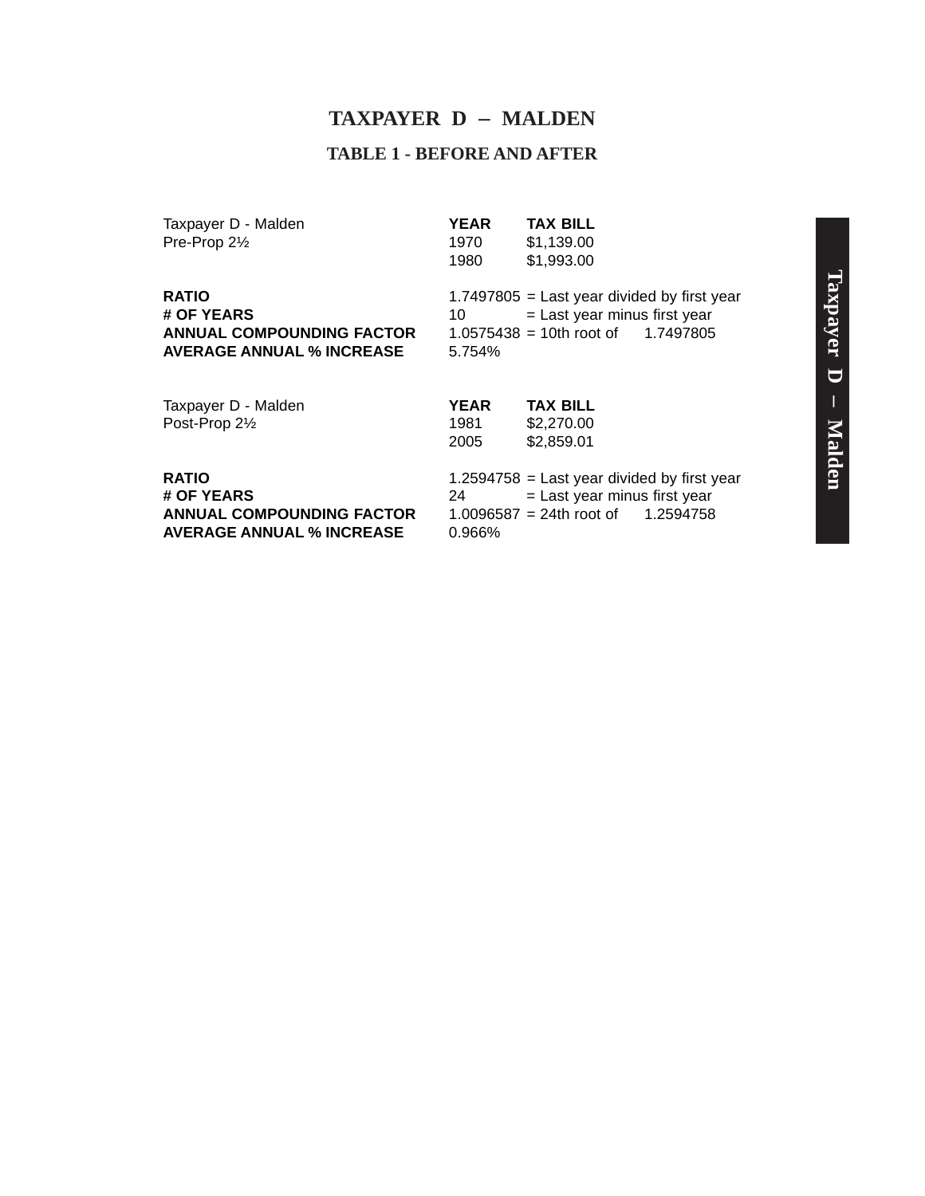# TAXPAYER D – MALDEN

## TABLE 1 - BEFORE AND AFTER

| Taxpayer D - Malden | **YEAR** | **TAX BILL** |
|---|---|---|
| Pre-Prop 2½ | 1970 | $1,139.00 |
| | 1980 | $1,993.00 |

| | | |
|---|---|---|
| **RATIO** | 1.7497805 | = Last year divided by first year |
| **# OF YEARS** | 10 | = Last year minus first year |
| **ANNUAL COMPOUNDING FACTOR** | 1.0575438 | = 10th root of 1.7497805 |
| **AVERAGE ANNUAL % INCREASE** | 5.754% | |

| Taxpayer D - Malden | **YEAR** | **TAX BILL** |
|---|---|---|
| Post-Prop 2½ | 1981 | $2,270.00 |
| | 2005 | $2,859.01 |

| | | |
|---|---|---|
| **RATIO** | 1.2594758 | = Last year divided by first year |
| **# OF YEARS** | 24 | = Last year minus first year |
| **ANNUAL COMPOUNDING FACTOR** | 1.0096587 | = 24th root of 1.2594758 |
| **AVERAGE ANNUAL % INCREASE** | 0.966% | |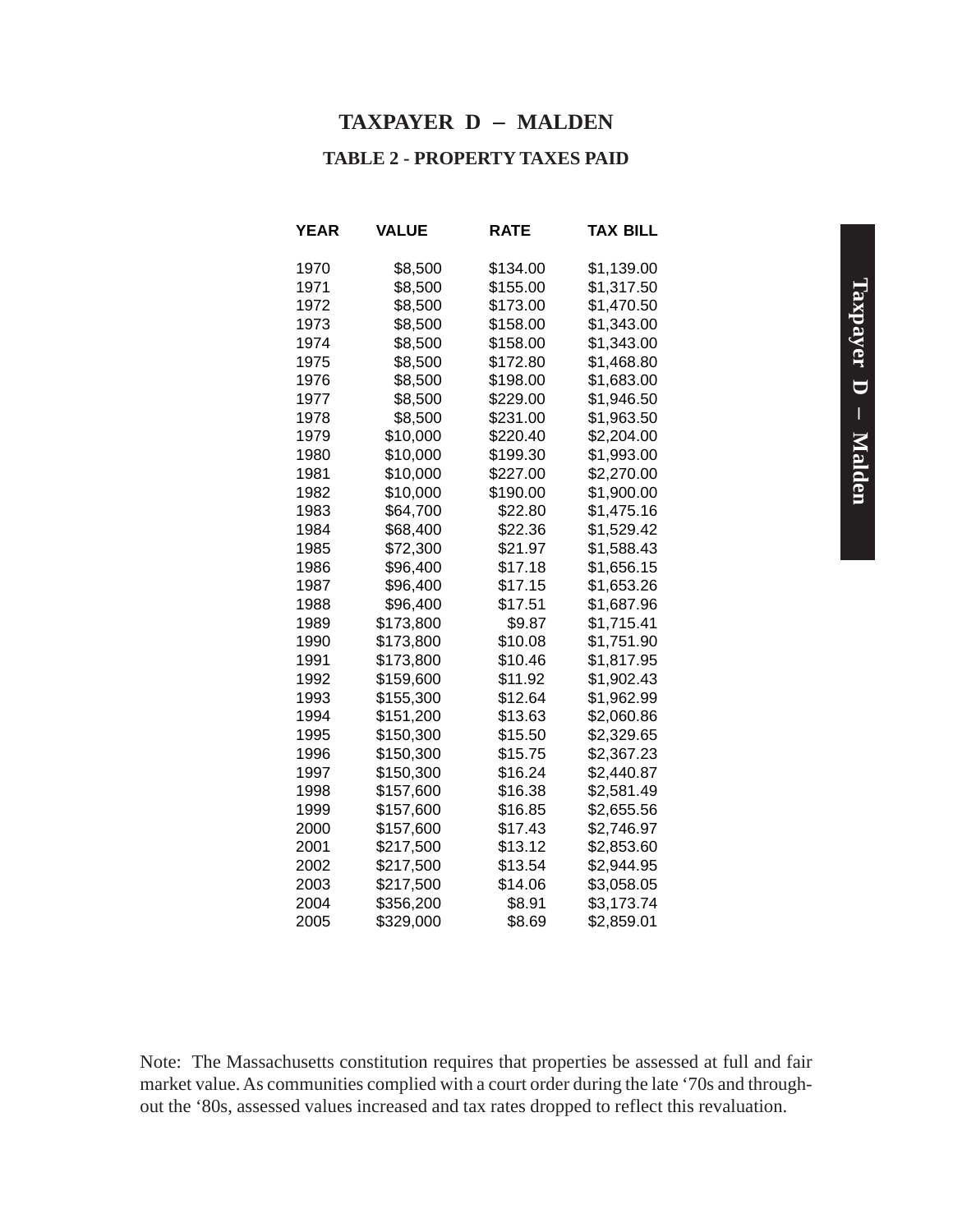# TAXPAYER D – MALDEN

## TABLE 2 - PROPERTY TAXES PAID

| YEAR | VALUE | RATE | TAX BILL |
|---|---|---|---|
| 1970 | $8,500 | $134.00 | $1,139.00 |
| 1971 | $8,500 | $155.00 | $1,317.50 |
| 1972 | $8,500 | $173.00 | $1,470.50 |
| 1973 | $8,500 | $158.00 | $1,343.00 |
| 1974 | $8,500 | $158.00 | $1,343.00 |
| 1975 | $8,500 | $172.80 | $1,468.80 |
| 1976 | $8,500 | $198.00 | $1,683.00 |
| 1977 | $8,500 | $229.00 | $1,946.50 |
| 1978 | $8,500 | $231.00 | $1,963.50 |
| 1979 | $10,000 | $220.40 | $2,204.00 |
| 1980 | $10,000 | $199.30 | $1,993.00 |
| 1981 | $10,000 | $227.00 | $2,270.00 |
| 1982 | $10,000 | $190.00 | $1,900.00 |
| 1983 | $64,700 | $22.80 | $1,475.16 |
| 1984 | $68,400 | $22.36 | $1,529.42 |
| 1985 | $72,300 | $21.97 | $1,588.43 |
| 1986 | $96,400 | $17.18 | $1,656.15 |
| 1987 | $96,400 | $17.15 | $1,653.26 |
| 1988 | $96,400 | $17.51 | $1,687.96 |
| 1989 | $173,800 | $9.87 | $1,715.41 |
| 1990 | $173,800 | $10.08 | $1,751.90 |
| 1991 | $173,800 | $10.46 | $1,817.95 |
| 1992 | $159,600 | $11.92 | $1,902.43 |
| 1993 | $155,300 | $12.64 | $1,962.99 |
| 1994 | $151,200 | $13.63 | $2,060.86 |
| 1995 | $150,300 | $15.50 | $2,329.65 |
| 1996 | $150,300 | $15.75 | $2,367.23 |
| 1997 | $150,300 | $16.24 | $2,440.87 |
| 1998 | $157,600 | $16.38 | $2,581.49 |
| 1999 | $157,600 | $16.85 | $2,655.56 |
| 2000 | $157,600 | $17.43 | $2,746.97 |
| 2001 | $217,500 | $13.12 | $2,853.60 |
| 2002 | $217,500 | $13.54 | $2,944.95 |
| 2003 | $217,500 | $14.06 | $3,058.05 |
| 2004 | $356,200 | $8.91 | $3,173.74 |
| 2005 | $329,000 | $8.69 | $2,859.01 |

Note: The Massachusetts constitution requires that properties be assessed at full and fair market value. As communities complied with a court order during the late '70s and throughout the '80s, assessed values increased and tax rates dropped to reflect this revaluation.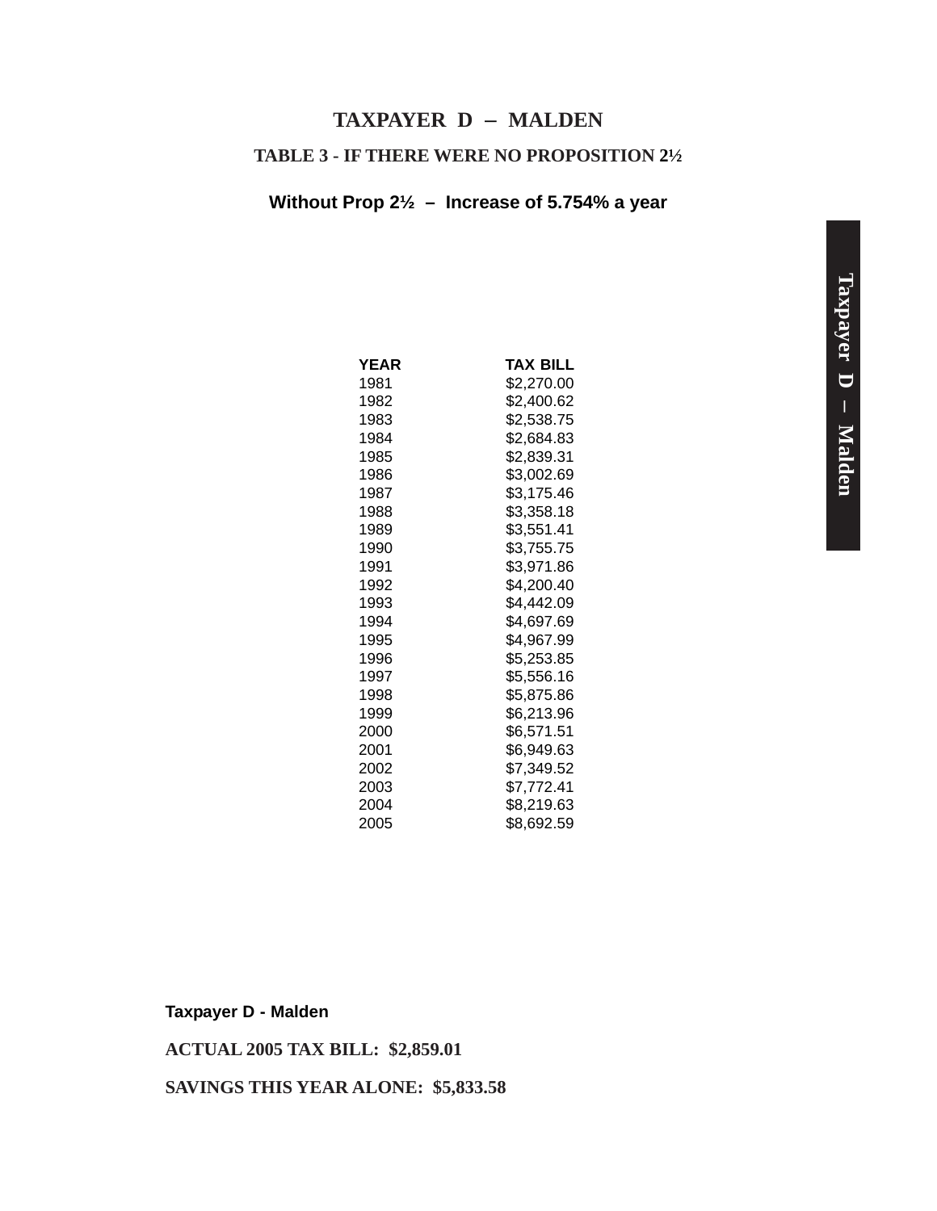# TAXPAYER D – MALDEN

## TABLE 3 - IF THERE WERE NO PROPOSITION 2½

### Without Prop 2½ – Increase of 5.754% a year

| YEAR | TAX BILL |
|---|---|
| 1981 | $2,270.00 |
| 1982 | $2,400.62 |
| 1983 | $2,538.75 |
| 1984 | $2,684.83 |
| 1985 | $2,839.31 |
| 1986 | $3,002.69 |
| 1987 | $3,175.46 |
| 1988 | $3,358.18 |
| 1989 | $3,551.41 |
| 1990 | $3,755.75 |
| 1991 | $3,971.86 |
| 1992 | $4,200.40 |
| 1993 | $4,442.09 |
| 1994 | $4,697.69 |
| 1995 | $4,967.99 |
| 1996 | $5,253.85 |
| 1997 | $5,556.16 |
| 1998 | $5,875.86 |
| 1999 | $6,213.96 |
| 2000 | $6,571.51 |
| 2001 | $6,949.63 |
| 2002 | $7,349.52 |
| 2003 | $7,772.41 |
| 2004 | $8,219.63 |
| 2005 | $8,692.59 |

**Taxpayer D - Malden**

**ACTUAL 2005 TAX BILL: $2,859.01**

**SAVINGS THIS YEAR ALONE: $5,833.58**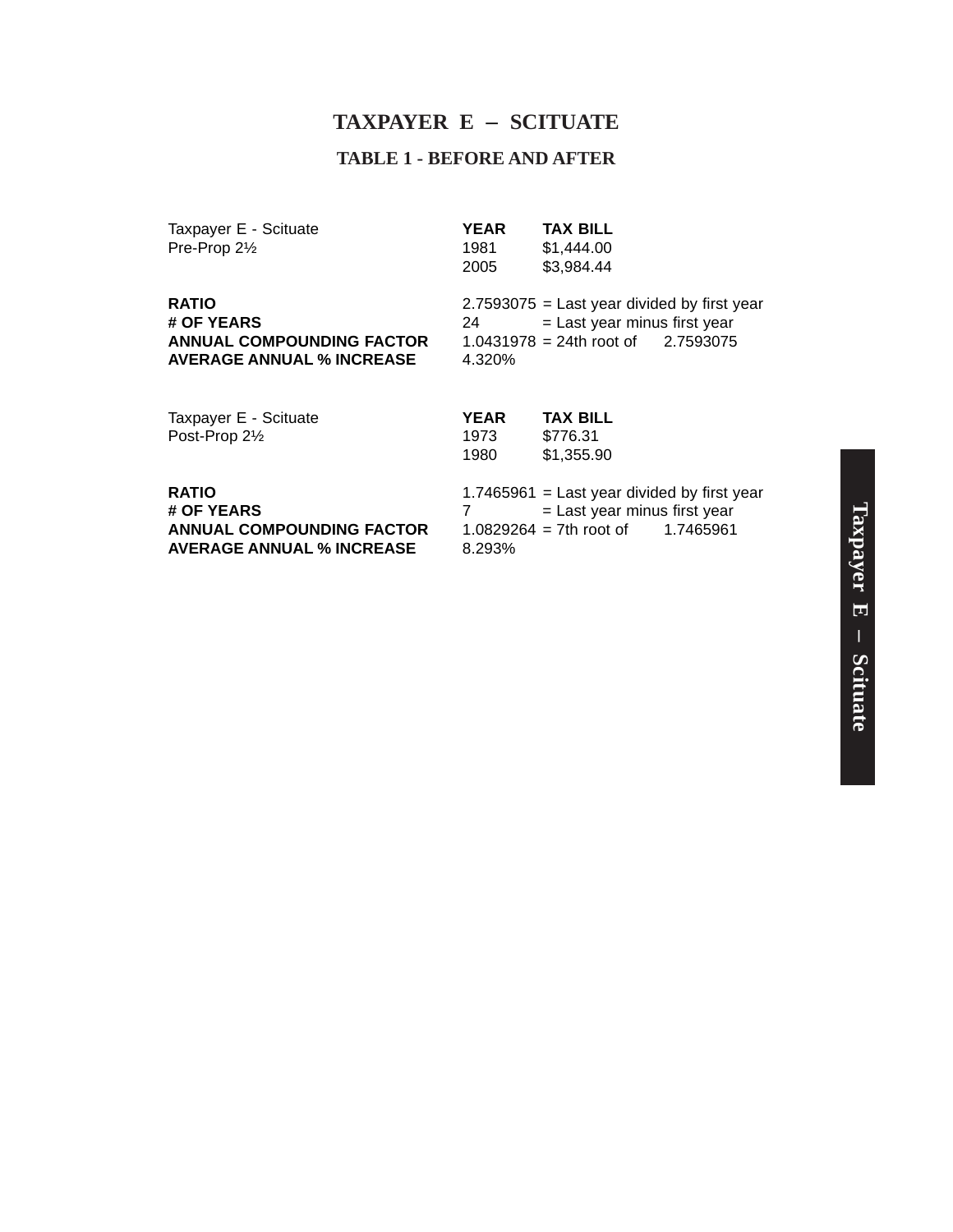# TAXPAYER E – SCITUATE

## TABLE 1 - BEFORE AND AFTER

| Taxpayer E - Scituate | **YEAR** | **TAX BILL** |
|---|---|---|
| Pre-Prop 2½ | 1981 | $1,444.00 |
| | 2005 | $3,984.44 |

| | | |
|---|---|---|
| **RATIO** | 2.7593075 | = Last year divided by first year |
| **# OF YEARS** | 24 | = Last year minus first year |
| **ANNUAL COMPOUNDING FACTOR** | 1.0431978 | = 24th root of 2.7593075 |
| **AVERAGE ANNUAL % INCREASE** | 4.320% | |

| Taxpayer E - Scituate | **YEAR** | **TAX BILL** |
|---|---|---|
| Post-Prop 2½ | 1973 | $776.31 |
| | 1980 | $1,355.90 |

| | | |
|---|---|---|
| **RATIO** | 1.7465961 | = Last year divided by first year |
| **# OF YEARS** | 7 | = Last year minus first year |
| **ANNUAL COMPOUNDING FACTOR** | 1.0829264 | = 7th root of 1.7465961 |
| **AVERAGE ANNUAL % INCREASE** | 8.293% | |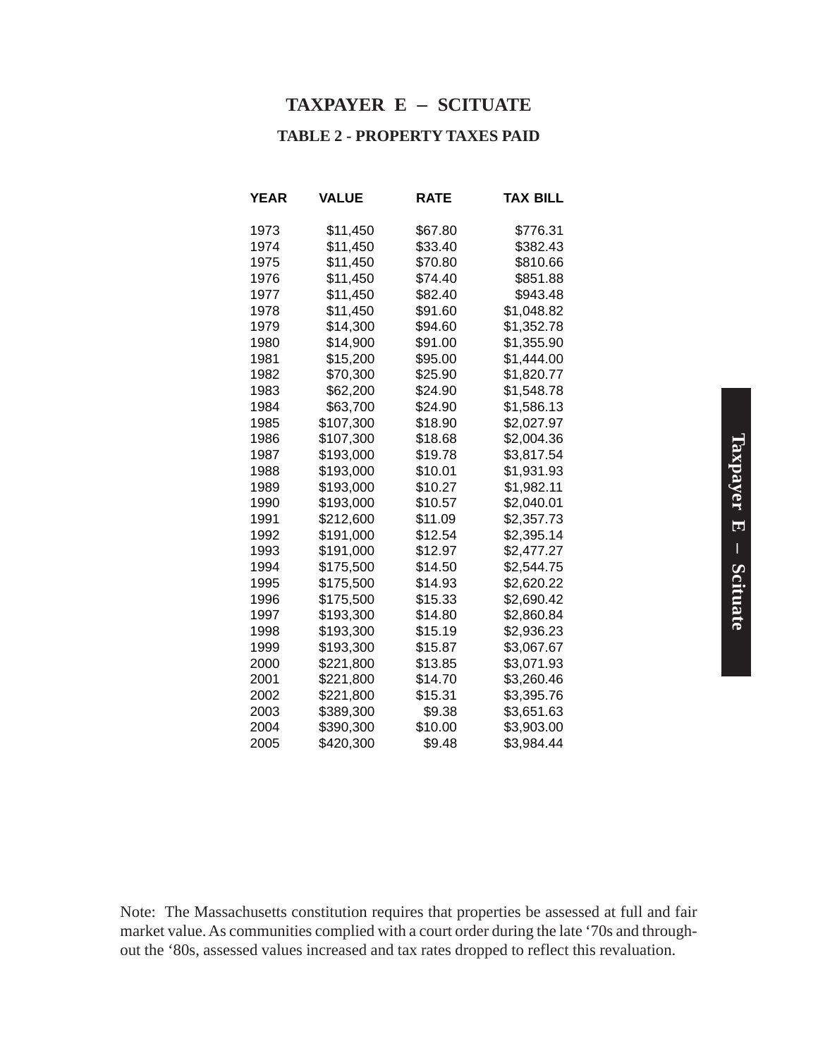# TAXPAYER E – SCITUATE

## TABLE 2 - PROPERTY TAXES PAID

| YEAR | VALUE | RATE | TAX BILL |
|---|---|---|---|
| 1973 | $11,450 | $67.80 | $776.31 |
| 1974 | $11,450 | $33.40 | $382.43 |
| 1975 | $11,450 | $70.80 | $810.66 |
| 1976 | $11,450 | $74.40 | $851.88 |
| 1977 | $11,450 | $82.40 | $943.48 |
| 1978 | $11,450 | $91.60 | $1,048.82 |
| 1979 | $14,300 | $94.60 | $1,352.78 |
| 1980 | $14,900 | $91.00 | $1,355.90 |
| 1981 | $15,200 | $95.00 | $1,444.00 |
| 1982 | $70,300 | $25.90 | $1,820.77 |
| 1983 | $62,200 | $24.90 | $1,548.78 |
| 1984 | $63,700 | $24.90 | $1,586.13 |
| 1985 | $107,300 | $18.90 | $2,027.97 |
| 1986 | $107,300 | $18.68 | $2,004.36 |
| 1987 | $193,000 | $19.78 | $3,817.54 |
| 1988 | $193,000 | $10.01 | $1,931.93 |
| 1989 | $193,000 | $10.27 | $1,982.11 |
| 1990 | $193,000 | $10.57 | $2,040.01 |
| 1991 | $212,600 | $11.09 | $2,357.73 |
| 1992 | $191,000 | $12.54 | $2,395.14 |
| 1993 | $191,000 | $12.97 | $2,477.27 |
| 1994 | $175,500 | $14.50 | $2,544.75 |
| 1995 | $175,500 | $14.93 | $2,620.22 |
| 1996 | $175,500 | $15.33 | $2,690.42 |
| 1997 | $193,300 | $14.80 | $2,860.84 |
| 1998 | $193,300 | $15.19 | $2,936.23 |
| 1999 | $193,300 | $15.87 | $3,067.67 |
| 2000 | $221,800 | $13.85 | $3,071.93 |
| 2001 | $221,800 | $14.70 | $3,260.46 |
| 2002 | $221,800 | $15.31 | $3,395.76 |
| 2003 | $389,300 | $9.38 | $3,651.63 |
| 2004 | $390,300 | $10.00 | $3,903.00 |
| 2005 | $420,300 | $9.48 | $3,984.44 |

Note: The Massachusetts constitution requires that properties be assessed at full and fair market value. As communities complied with a court order during the late '70s and throughout the '80s, assessed values increased and tax rates dropped to reflect this revaluation.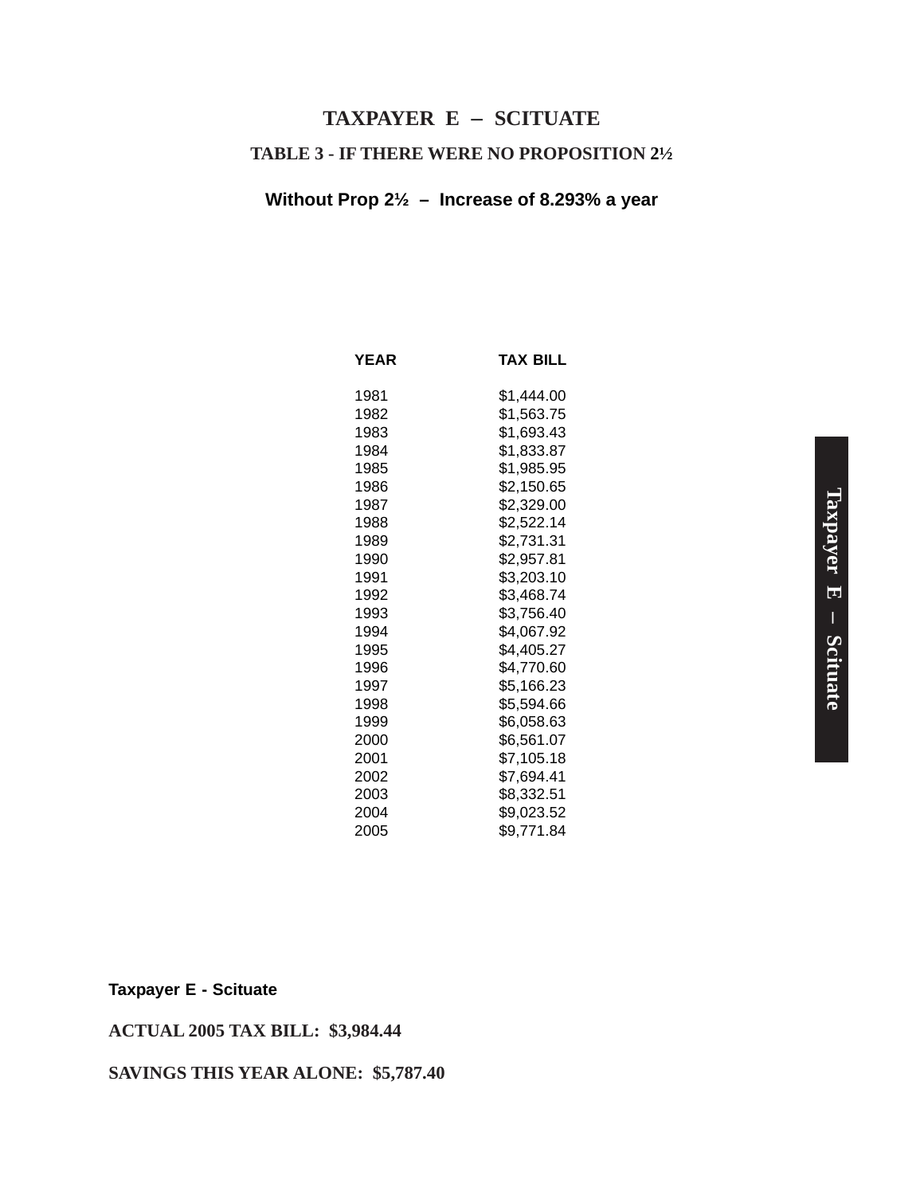# TAXPAYER E – SCITUATE

## TABLE 3 - IF THERE WERE NO PROPOSITION 2½

**Without Prop 2½ – Increase of 8.293% a year**

| YEAR | TAX BILL |
|---|---|
| 1981 | $1,444.00 |
| 1982 | $1,563.75 |
| 1983 | $1,693.43 |
| 1984 | $1,833.87 |
| 1985 | $1,985.95 |
| 1986 | $2,150.65 |
| 1987 | $2,329.00 |
| 1988 | $2,522.14 |
| 1989 | $2,731.31 |
| 1990 | $2,957.81 |
| 1991 | $3,203.10 |
| 1992 | $3,468.74 |
| 1993 | $3,756.40 |
| 1994 | $4,067.92 |
| 1995 | $4,405.27 |
| 1996 | $4,770.60 |
| 1997 | $5,166.23 |
| 1998 | $5,594.66 |
| 1999 | $6,058.63 |
| 2000 | $6,561.07 |
| 2001 | $7,105.18 |
| 2002 | $7,694.41 |
| 2003 | $8,332.51 |
| 2004 | $9,023.52 |
| 2005 | $9,771.84 |

**Taxpayer E - Scituate**

**ACTUAL 2005 TAX BILL: $3,984.44**

**SAVINGS THIS YEAR ALONE: $5,787.40**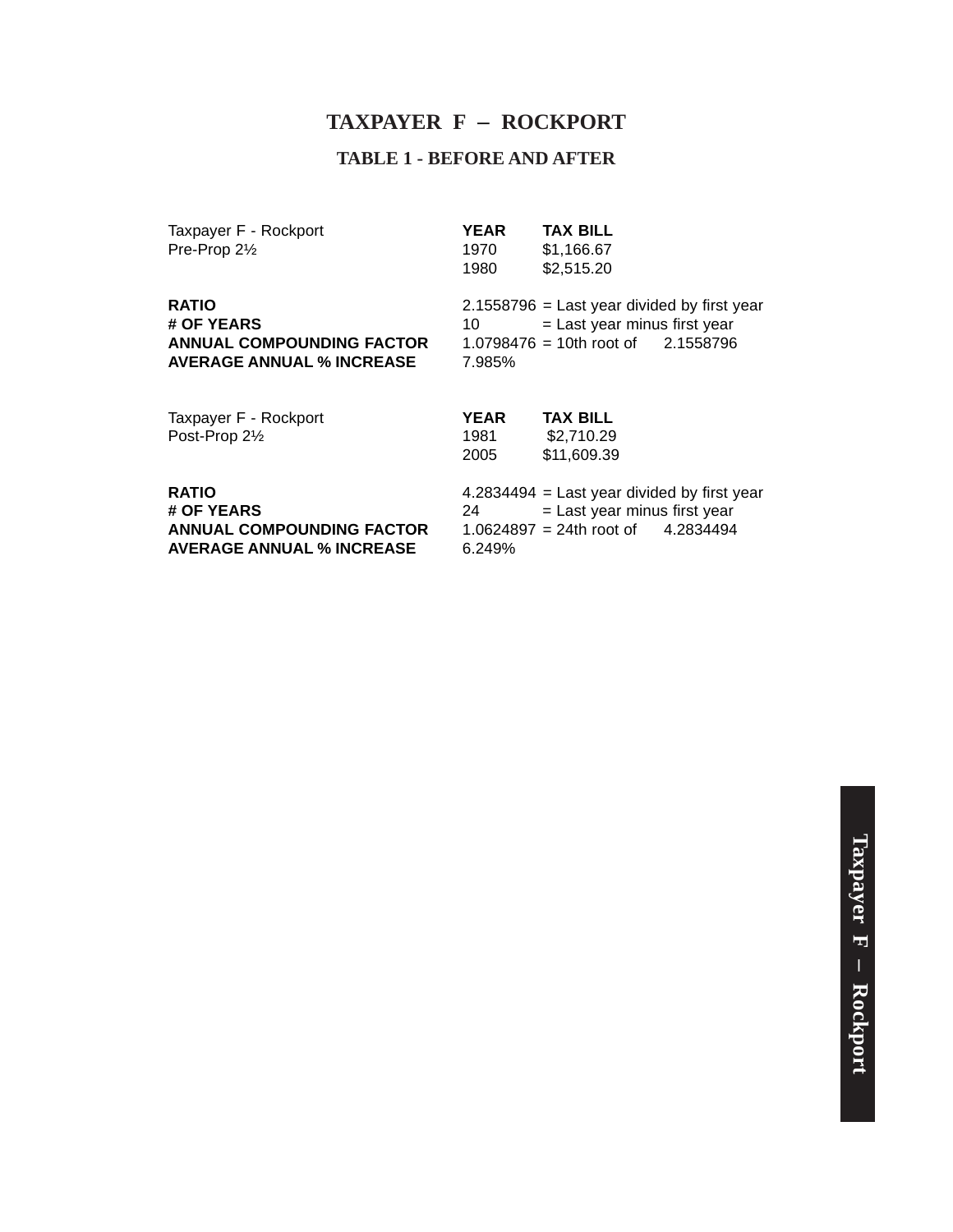# TAXPAYER F – ROCKPORT

## TABLE 1 - BEFORE AND AFTER

| Taxpayer F - Rockport | **YEAR** | **TAX BILL** |
|---|---|---|
| Pre-Prop 2½ | 1970 | $1,166.67 |
| | 1980 | $2,515.20 |

| | | |
|---|---|---|
| **RATIO** | 2.1558796 | = Last year divided by first year |
| **# OF YEARS** | 10 | = Last year minus first year |
| **ANNUAL COMPOUNDING FACTOR** | 1.0798476 | = 10th root of 2.1558796 |
| **AVERAGE ANNUAL % INCREASE** | 7.985% | |

| Taxpayer F - Rockport | **YEAR** | **TAX BILL** |
|---|---|---|
| Post-Prop 2½ | 1981 | $2,710.29 |
| | 2005 | $11,609.39 |

| | | |
|---|---|---|
| **RATIO** | 4.2834494 | = Last year divided by first year |
| **# OF YEARS** | 24 | = Last year minus first year |
| **ANNUAL COMPOUNDING FACTOR** | 1.0624897 | = 24th root of 4.2834494 |
| **AVERAGE ANNUAL % INCREASE** | 6.249% | |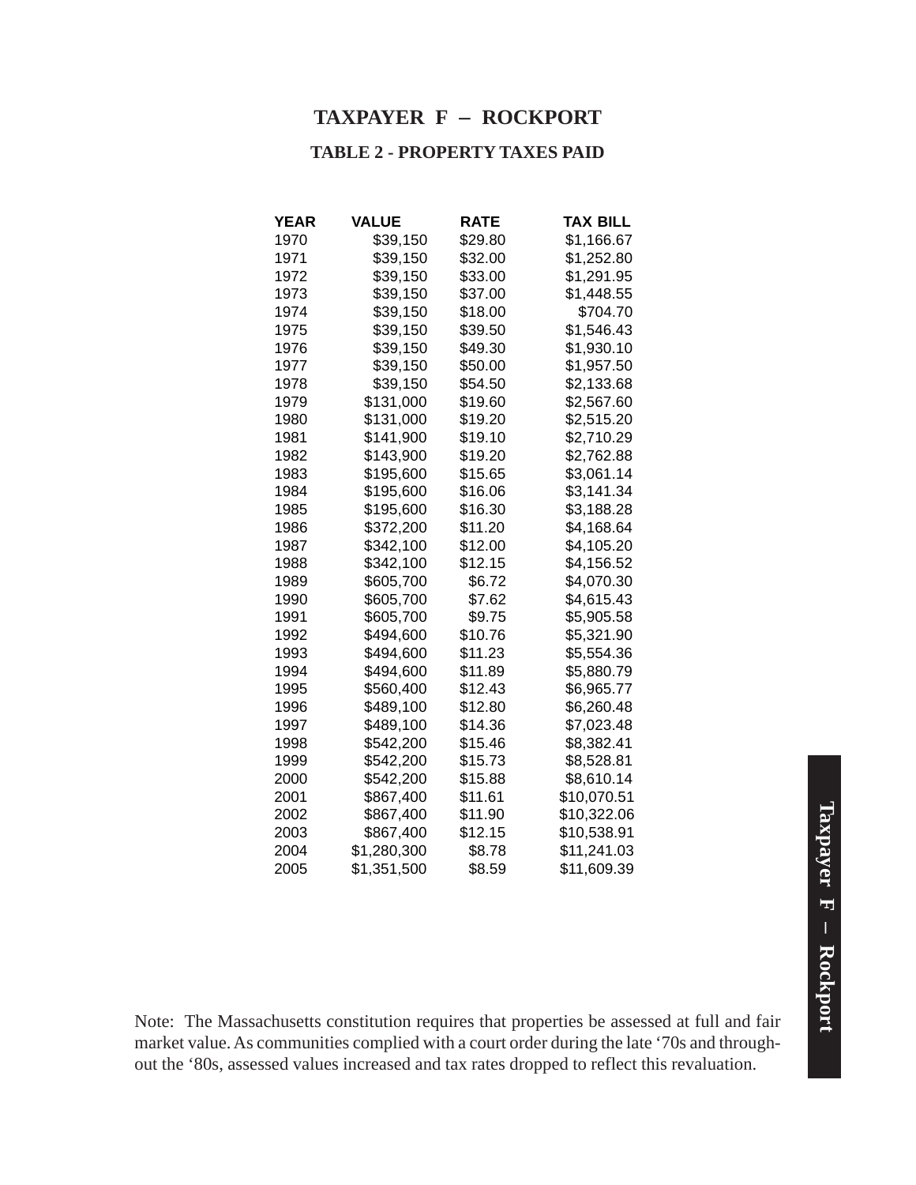# TAXPAYER F – ROCKPORT

## TABLE 2 - PROPERTY TAXES PAID

| YEAR | VALUE | RATE | TAX BILL |
|---|---|---|---|
| 1970 | $39,150 | $29.80 | $1,166.67 |
| 1971 | $39,150 | $32.00 | $1,252.80 |
| 1972 | $39,150 | $33.00 | $1,291.95 |
| 1973 | $39,150 | $37.00 | $1,448.55 |
| 1974 | $39,150 | $18.00 | $704.70 |
| 1975 | $39,150 | $39.50 | $1,546.43 |
| 1976 | $39,150 | $49.30 | $1,930.10 |
| 1977 | $39,150 | $50.00 | $1,957.50 |
| 1978 | $39,150 | $54.50 | $2,133.68 |
| 1979 | $131,000 | $19.60 | $2,567.60 |
| 1980 | $131,000 | $19.20 | $2,515.20 |
| 1981 | $141,900 | $19.10 | $2,710.29 |
| 1982 | $143,900 | $19.20 | $2,762.88 |
| 1983 | $195,600 | $15.65 | $3,061.14 |
| 1984 | $195,600 | $16.06 | $3,141.34 |
| 1985 | $195,600 | $16.30 | $3,188.28 |
| 1986 | $372,200 | $11.20 | $4,168.64 |
| 1987 | $342,100 | $12.00 | $4,105.20 |
| 1988 | $342,100 | $12.15 | $4,156.52 |
| 1989 | $605,700 | $6.72 | $4,070.30 |
| 1990 | $605,700 | $7.62 | $4,615.43 |
| 1991 | $605,700 | $9.75 | $5,905.58 |
| 1992 | $494,600 | $10.76 | $5,321.90 |
| 1993 | $494,600 | $11.23 | $5,554.36 |
| 1994 | $494,600 | $11.89 | $5,880.79 |
| 1995 | $560,400 | $12.43 | $6,965.77 |
| 1996 | $489,100 | $12.80 | $6,260.48 |
| 1997 | $489,100 | $14.36 | $7,023.48 |
| 1998 | $542,200 | $15.46 | $8,382.41 |
| 1999 | $542,200 | $15.73 | $8,528.81 |
| 2000 | $542,200 | $15.88 | $8,610.14 |
| 2001 | $867,400 | $11.61 | $10,070.51 |
| 2002 | $867,400 | $11.90 | $10,322.06 |
| 2003 | $867,400 | $12.15 | $10,538.91 |
| 2004 | $1,280,300 | $8.78 | $11,241.03 |
| 2005 | $1,351,500 | $8.59 | $11,609.39 |

Note: The Massachusetts constitution requires that properties be assessed at full and fair market value. As communities complied with a court order during the late '70s and throughout the '80s, assessed values increased and tax rates dropped to reflect this revaluation.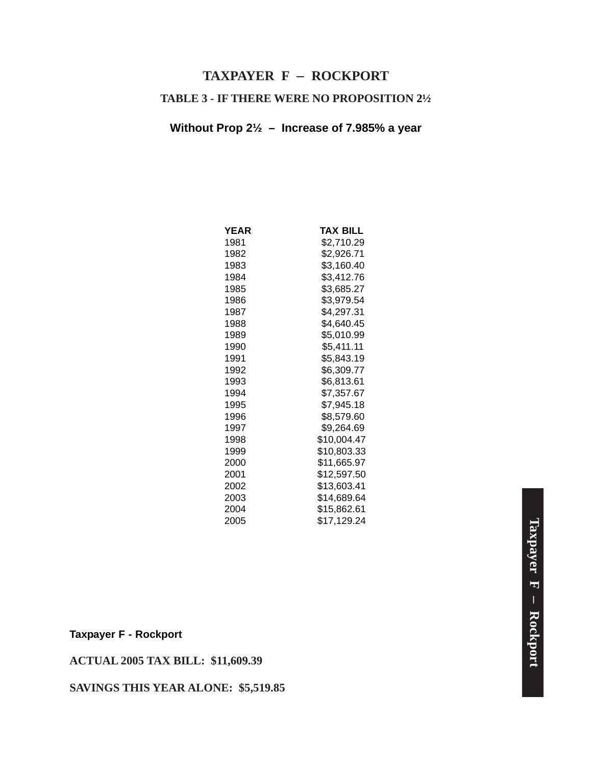# TAXPAYER F – ROCKPORT

## TABLE 3 - IF THERE WERE NO PROPOSITION 2½

**Without Prop 2½ – Increase of 7.985% a year**

| YEAR | TAX BILL |
| --- | --- |
| 1981 | $2,710.29 |
| 1982 | $2,926.71 |
| 1983 | $3,160.40 |
| 1984 | $3,412.76 |
| 1985 | $3,685.27 |
| 1986 | $3,979.54 |
| 1987 | $4,297.31 |
| 1988 | $4,640.45 |
| 1989 | $5,010.99 |
| 1990 | $5,411.11 |
| 1991 | $5,843.19 |
| 1992 | $6,309.77 |
| 1993 | $6,813.61 |
| 1994 | $7,357.67 |
| 1995 | $7,945.18 |
| 1996 | $8,579.60 |
| 1997 | $9,264.69 |
| 1998 | $10,004.47 |
| 1999 | $10,803.33 |
| 2000 | $11,665.97 |
| 2001 | $12,597.50 |
| 2002 | $13,603.41 |
| 2003 | $14,689.64 |
| 2004 | $15,862.61 |
| 2005 | $17,129.24 |

**Taxpayer F - Rockport**

**ACTUAL 2005 TAX BILL: $11,609.39**

**SAVINGS THIS YEAR ALONE: $5,519.85**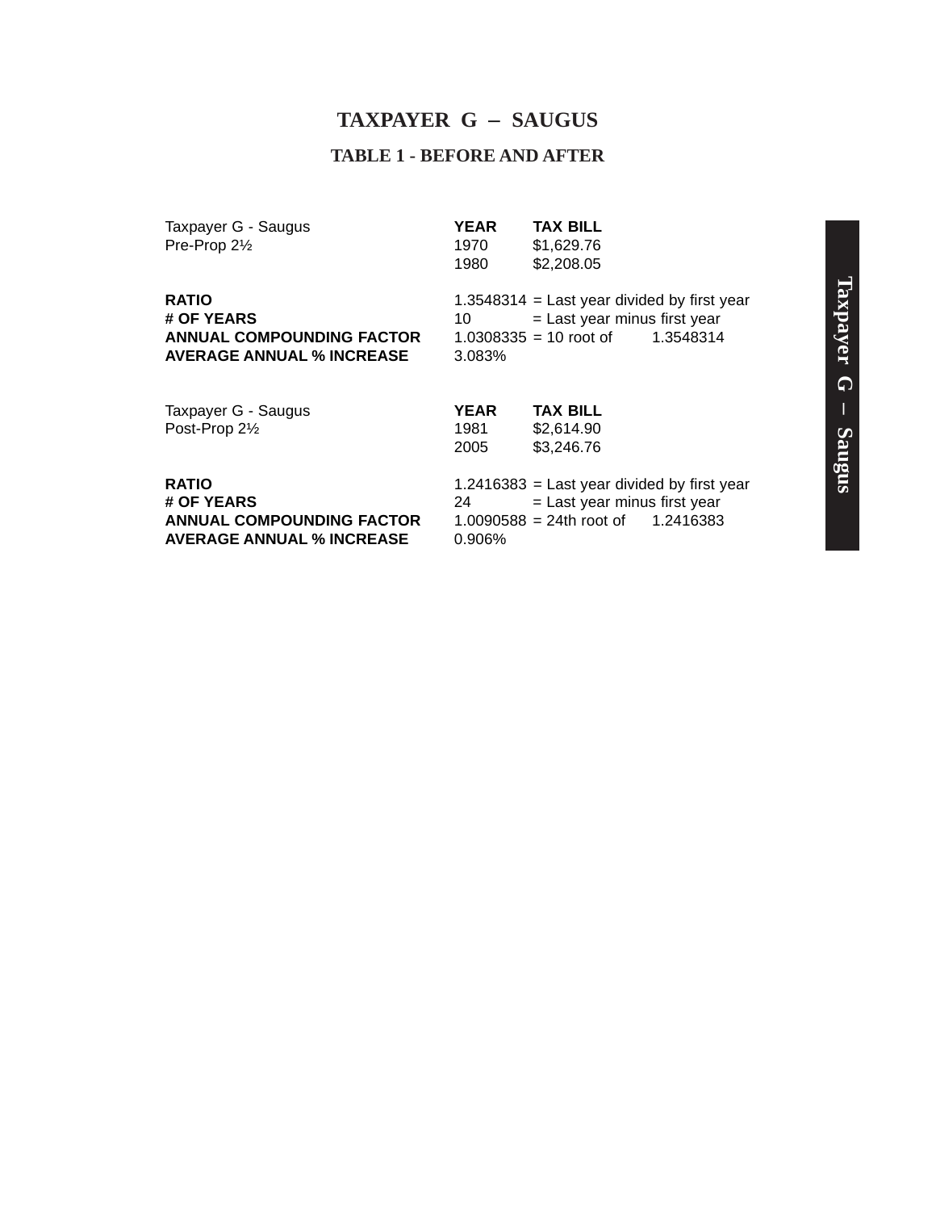# TAXPAYER G – SAUGUS

## TABLE 1 - BEFORE AND AFTER

| Taxpayer G - Saugus | **YEAR** | **TAX BILL** | |
|---|---|---|---|
| Pre-Prop 2½ | 1970 | $1,629.76 | |
| | 1980 | $2,208.05 | |
| **RATIO** | 1.3548314 | = Last year divided by first year | |
| **# OF YEARS** | 10 | = Last year minus first year | |
| **ANNUAL COMPOUNDING FACTOR** | 1.0308335 | = 10 root of | 1.3548314 |
| **AVERAGE ANNUAL % INCREASE** | 3.083% | | |

| Taxpayer G - Saugus | **YEAR** | **TAX BILL** | |
|---|---|---|---|
| Post-Prop 2½ | 1981 | $2,614.90 | |
| | 2005 | $3,246.76 | |
| **RATIO** | 1.2416383 | = Last year divided by first year | |
| **# OF YEARS** | 24 | = Last year minus first year | |
| **ANNUAL COMPOUNDING FACTOR** | 1.0090588 | = 24th root of | 1.2416383 |
| **AVERAGE ANNUAL % INCREASE** | 0.906% | | |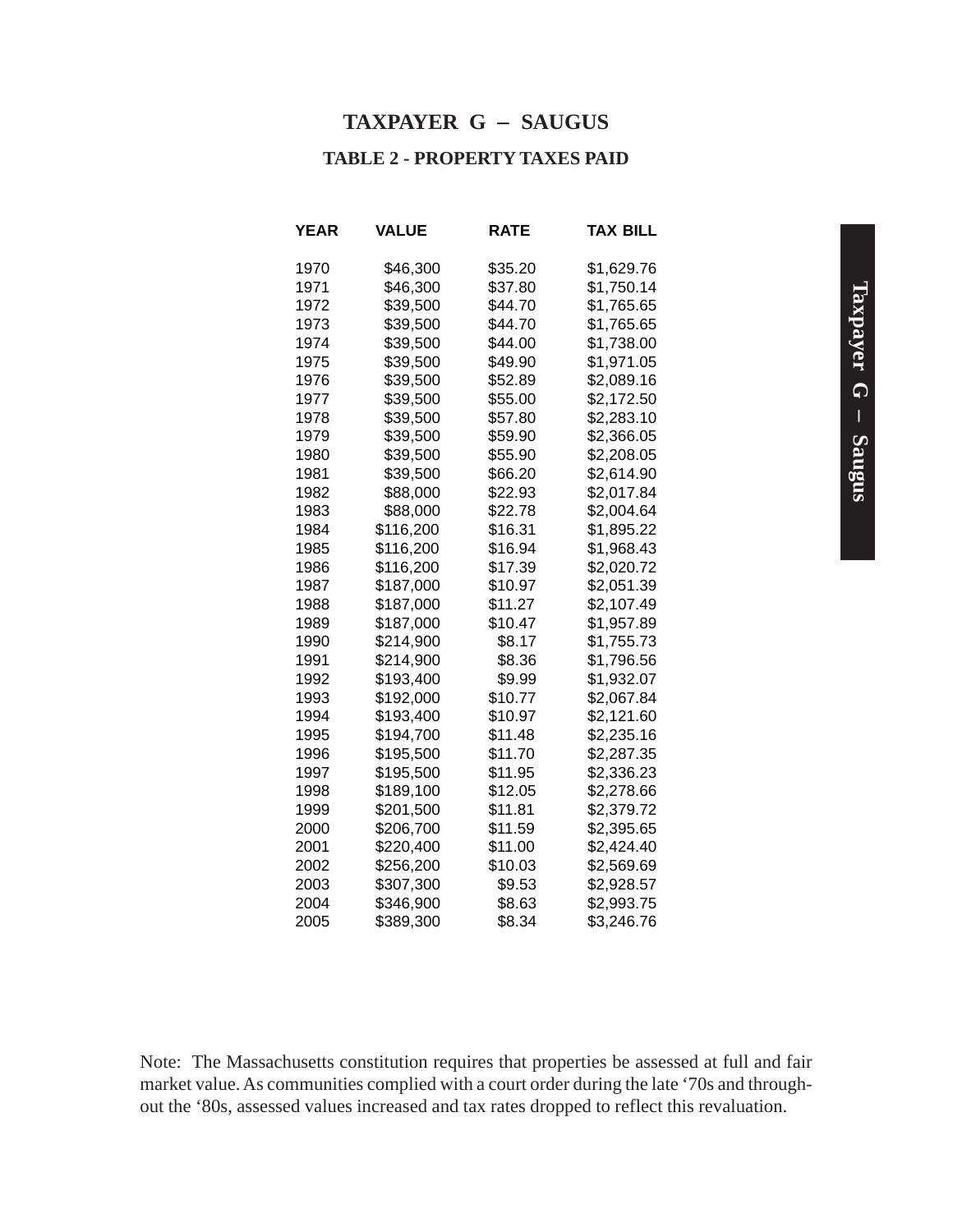# TAXPAYER G – SAUGUS

## TABLE 2 - PROPERTY TAXES PAID

| YEAR | VALUE | RATE | TAX BILL |
|---|---|---|---|
| 1970 | $46,300 | $35.20 | $1,629.76 |
| 1971 | $46,300 | $37.80 | $1,750.14 |
| 1972 | $39,500 | $44.70 | $1,765.65 |
| 1973 | $39,500 | $44.70 | $1,765.65 |
| 1974 | $39,500 | $44.00 | $1,738.00 |
| 1975 | $39,500 | $49.90 | $1,971.05 |
| 1976 | $39,500 | $52.89 | $2,089.16 |
| 1977 | $39,500 | $55.00 | $2,172.50 |
| 1978 | $39,500 | $57.80 | $2,283.10 |
| 1979 | $39,500 | $59.90 | $2,366.05 |
| 1980 | $39,500 | $55.90 | $2,208.05 |
| 1981 | $39,500 | $66.20 | $2,614.90 |
| 1982 | $88,000 | $22.93 | $2,017.84 |
| 1983 | $88,000 | $22.78 | $2,004.64 |
| 1984 | $116,200 | $16.31 | $1,895.22 |
| 1985 | $116,200 | $16.94 | $1,968.43 |
| 1986 | $116,200 | $17.39 | $2,020.72 |
| 1987 | $187,000 | $10.97 | $2,051.39 |
| 1988 | $187,000 | $11.27 | $2,107.49 |
| 1989 | $187,000 | $10.47 | $1,957.89 |
| 1990 | $214,900 | $8.17 | $1,755.73 |
| 1991 | $214,900 | $8.36 | $1,796.56 |
| 1992 | $193,400 | $9.99 | $1,932.07 |
| 1993 | $192,000 | $10.77 | $2,067.84 |
| 1994 | $193,400 | $10.97 | $2,121.60 |
| 1995 | $194,700 | $11.48 | $2,235.16 |
| 1996 | $195,500 | $11.70 | $2,287.35 |
| 1997 | $195,500 | $11.95 | $2,336.23 |
| 1998 | $189,100 | $12.05 | $2,278.66 |
| 1999 | $201,500 | $11.81 | $2,379.72 |
| 2000 | $206,700 | $11.59 | $2,395.65 |
| 2001 | $220,400 | $11.00 | $2,424.40 |
| 2002 | $256,200 | $10.03 | $2,569.69 |
| 2003 | $307,300 | $9.53 | $2,928.57 |
| 2004 | $346,900 | $8.63 | $2,993.75 |
| 2005 | $389,300 | $8.34 | $3,246.76 |

Note: The Massachusetts constitution requires that properties be assessed at full and fair market value. As communities complied with a court order during the late '70s and throughout the '80s, assessed values increased and tax rates dropped to reflect this revaluation.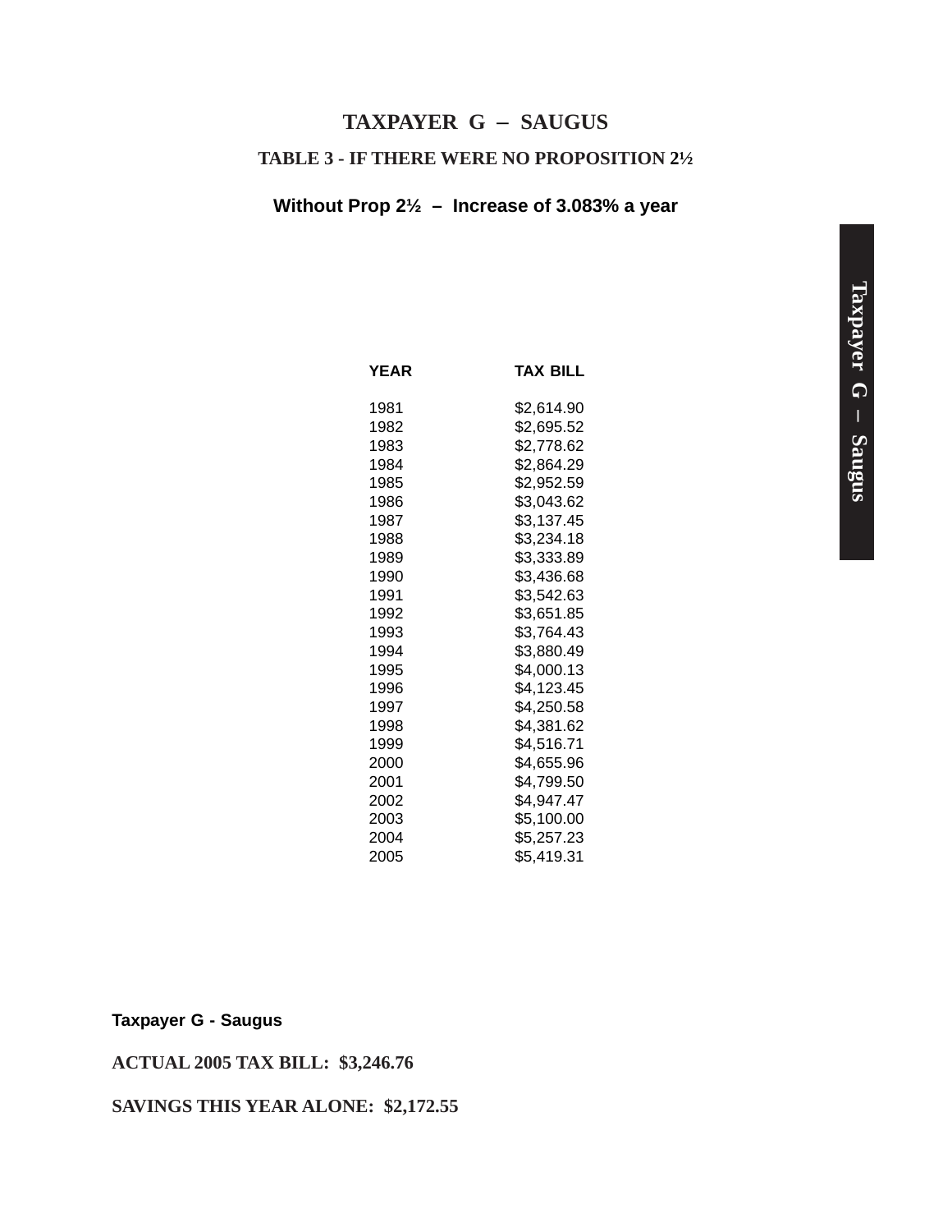# TAXPAYER G – SAUGUS

## TABLE 3 - IF THERE WERE NO PROPOSITION 2½

**Without Prop 2½ – Increase of 3.083% a year**

| YEAR | TAX BILL |
|---|---|
| 1981 | $2,614.90 |
| 1982 | $2,695.52 |
| 1983 | $2,778.62 |
| 1984 | $2,864.29 |
| 1985 | $2,952.59 |
| 1986 | $3,043.62 |
| 1987 | $3,137.45 |
| 1988 | $3,234.18 |
| 1989 | $3,333.89 |
| 1990 | $3,436.68 |
| 1991 | $3,542.63 |
| 1992 | $3,651.85 |
| 1993 | $3,764.43 |
| 1994 | $3,880.49 |
| 1995 | $4,000.13 |
| 1996 | $4,123.45 |
| 1997 | $4,250.58 |
| 1998 | $4,381.62 |
| 1999 | $4,516.71 |
| 2000 | $4,655.96 |
| 2001 | $4,799.50 |
| 2002 | $4,947.47 |
| 2003 | $5,100.00 |
| 2004 | $5,257.23 |
| 2005 | $5,419.31 |

**Taxpayer G - Saugus**

**ACTUAL 2005 TAX BILL: $3,246.76**

**SAVINGS THIS YEAR ALONE: $2,172.55**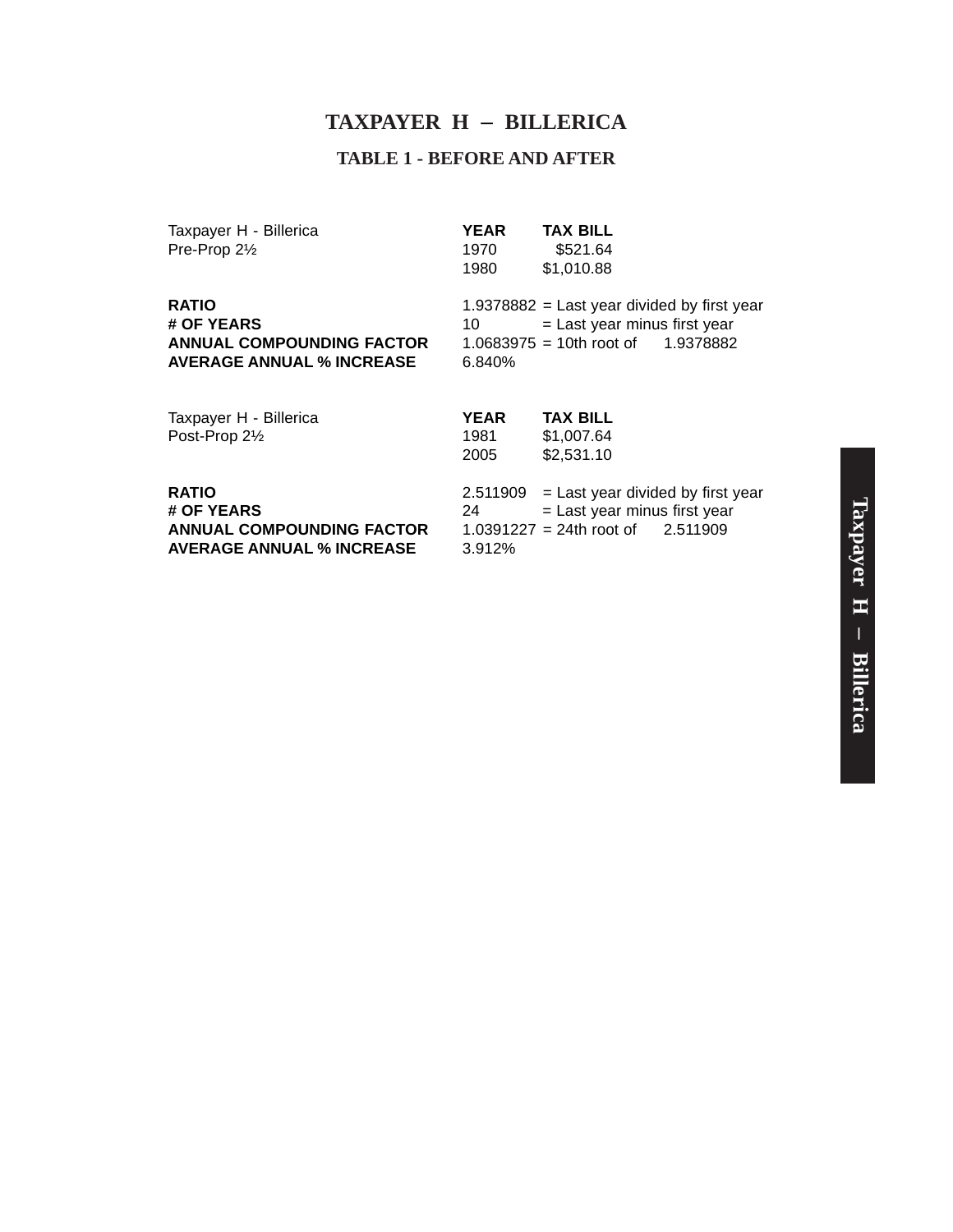# TAXPAYER H – BILLERICA

## TABLE 1 - BEFORE AND AFTER

| Taxpayer H - Billerica | **YEAR** | **TAX BILL** | |
|---|---|---|---|
| Pre-Prop 2½ | 1970 | $521.64 | |
| | 1980 | $1,010.88 | |
| **RATIO** | 1.9378882 | = Last year divided by first year | |
| **# OF YEARS** | 10 | = Last year minus first year | |
| **ANNUAL COMPOUNDING FACTOR** | 1.0683975 | = 10th root of | 1.9378882 |
| **AVERAGE ANNUAL % INCREASE** | 6.840% | | |

| Taxpayer H - Billerica | **YEAR** | **TAX BILL** | |
|---|---|---|---|
| Post-Prop 2½ | 1981 | $1,007.64 | |
| | 2005 | $2,531.10 | |
| **RATIO** | 2.511909 | = Last year divided by first year | |
| **# OF YEARS** | 24 | = Last year minus first year | |
| **ANNUAL COMPOUNDING FACTOR** | 1.0391227 | = 24th root of | 2.511909 |
| **AVERAGE ANNUAL % INCREASE** | 3.912% | | |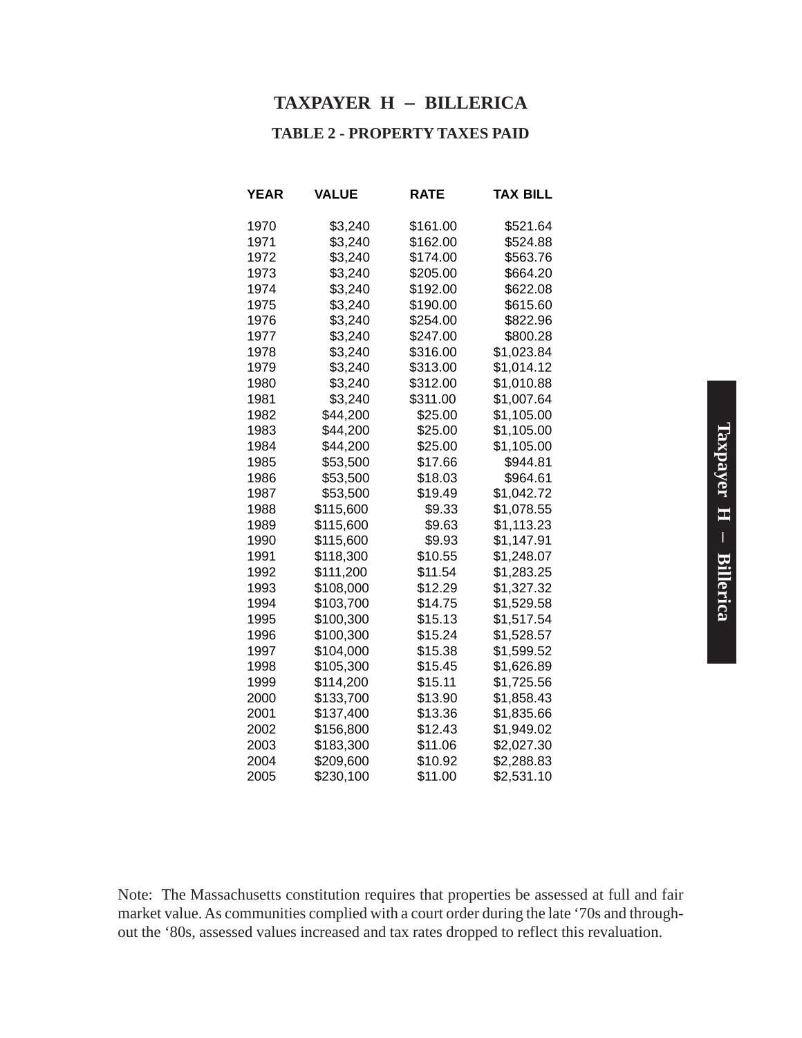# TAXPAYER H – BILLERICA

## TABLE 2 - PROPERTY TAXES PAID

| YEAR | VALUE | RATE | TAX BILL |
|---|---|---|---|
| 1970 | $3,240 | $161.00 | $521.64 |
| 1971 | $3,240 | $162.00 | $524.88 |
| 1972 | $3,240 | $174.00 | $563.76 |
| 1973 | $3,240 | $205.00 | $664.20 |
| 1974 | $3,240 | $192.00 | $622.08 |
| 1975 | $3,240 | $190.00 | $615.60 |
| 1976 | $3,240 | $254.00 | $822.96 |
| 1977 | $3,240 | $247.00 | $800.28 |
| 1978 | $3,240 | $316.00 | $1,023.84 |
| 1979 | $3,240 | $313.00 | $1,014.12 |
| 1980 | $3,240 | $312.00 | $1,010.88 |
| 1981 | $3,240 | $311.00 | $1,007.64 |
| 1982 | $44,200 | $25.00 | $1,105.00 |
| 1983 | $44,200 | $25.00 | $1,105.00 |
| 1984 | $44,200 | $25.00 | $1,105.00 |
| 1985 | $53,500 | $17.66 | $944.81 |
| 1986 | $53,500 | $18.03 | $964.61 |
| 1987 | $53,500 | $19.49 | $1,042.72 |
| 1988 | $115,600 | $9.33 | $1,078.55 |
| 1989 | $115,600 | $9.63 | $1,113.23 |
| 1990 | $115,600 | $9.93 | $1,147.91 |
| 1991 | $118,300 | $10.55 | $1,248.07 |
| 1992 | $111,200 | $11.54 | $1,283.25 |
| 1993 | $108,000 | $12.29 | $1,327.32 |
| 1994 | $103,700 | $14.75 | $1,529.58 |
| 1995 | $100,300 | $15.13 | $1,517.54 |
| 1996 | $100,300 | $15.24 | $1,528.57 |
| 1997 | $104,000 | $15.38 | $1,599.52 |
| 1998 | $105,300 | $15.45 | $1,626.89 |
| 1999 | $114,200 | $15.11 | $1,725.56 |
| 2000 | $133,700 | $13.90 | $1,858.43 |
| 2001 | $137,400 | $13.36 | $1,835.66 |
| 2002 | $156,800 | $12.43 | $1,949.02 |
| 2003 | $183,300 | $11.06 | $2,027.30 |
| 2004 | $209,600 | $10.92 | $2,288.83 |
| 2005 | $230,100 | $11.00 | $2,531.10 |

Note: The Massachusetts constitution requires that properties be assessed at full and fair market value. As communities complied with a court order during the late '70s and throughout the '80s, assessed values increased and tax rates dropped to reflect this revaluation.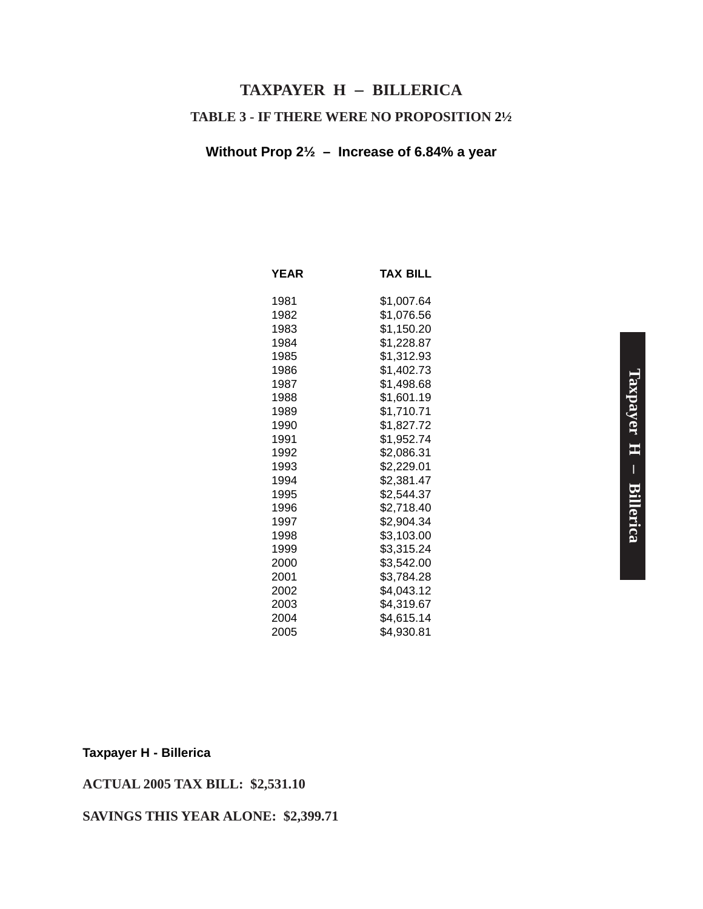# TAXPAYER H – BILLERICA

## TABLE 3 - IF THERE WERE NO PROPOSITION 2½

**Without Prop 2½ – Increase of 6.84% a year**

| YEAR | TAX BILL |
|---|---|
| 1981 | $1,007.64 |
| 1982 | $1,076.56 |
| 1983 | $1,150.20 |
| 1984 | $1,228.87 |
| 1985 | $1,312.93 |
| 1986 | $1,402.73 |
| 1987 | $1,498.68 |
| 1988 | $1,601.19 |
| 1989 | $1,710.71 |
| 1990 | $1,827.72 |
| 1991 | $1,952.74 |
| 1992 | $2,086.31 |
| 1993 | $2,229.01 |
| 1994 | $2,381.47 |
| 1995 | $2,544.37 |
| 1996 | $2,718.40 |
| 1997 | $2,904.34 |
| 1998 | $3,103.00 |
| 1999 | $3,315.24 |
| 2000 | $3,542.00 |
| 2001 | $3,784.28 |
| 2002 | $4,043.12 |
| 2003 | $4,319.67 |
| 2004 | $4,615.14 |
| 2005 | $4,930.81 |

**Taxpayer H - Billerica**

**ACTUAL 2005 TAX BILL: $2,531.10**

**SAVINGS THIS YEAR ALONE: $2,399.71**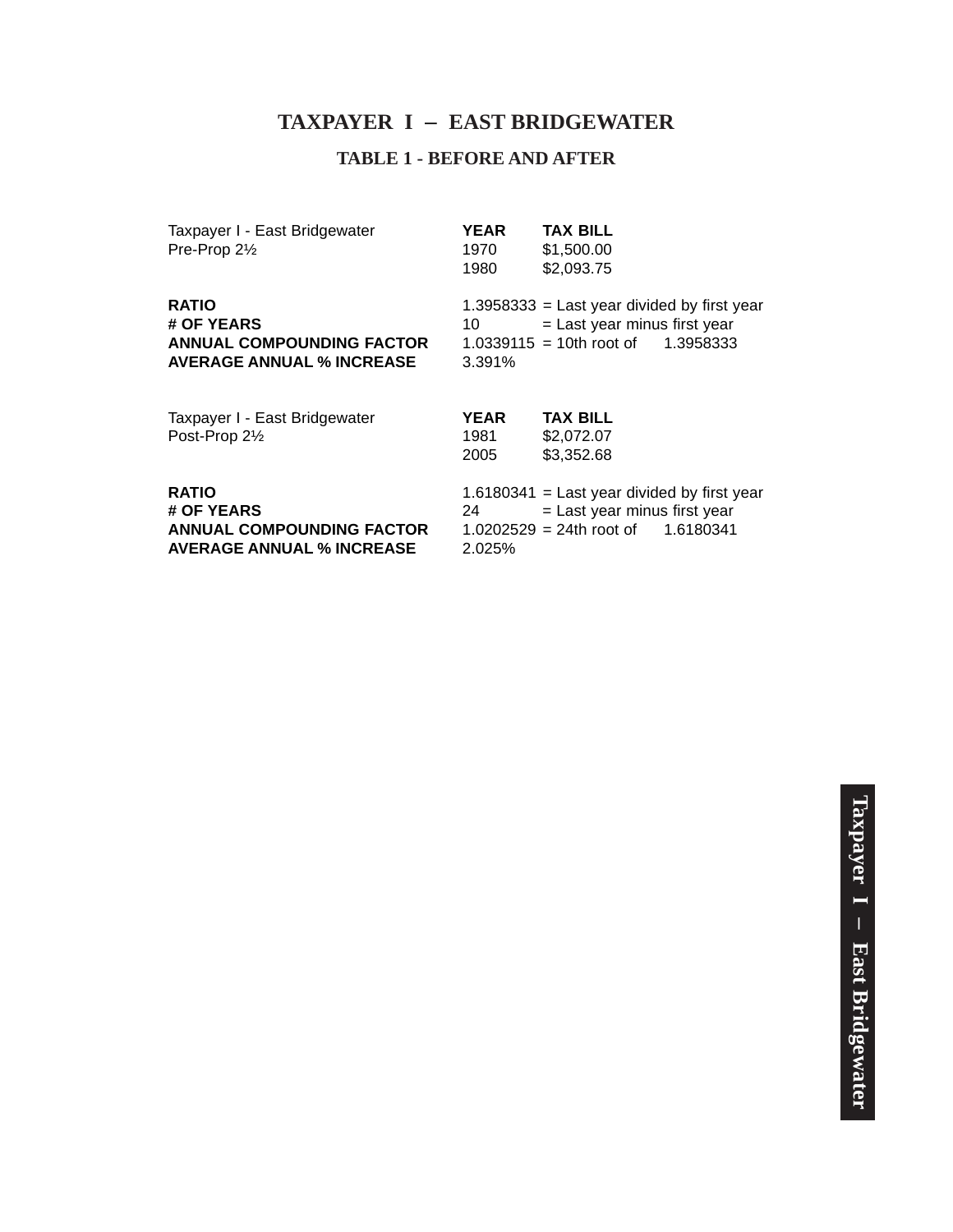# TAXPAYER I – EAST BRIDGEWATER

## TABLE 1 - BEFORE AND AFTER

| Taxpayer I - East Bridgewater | **YEAR** | **TAX BILL** | |
|---|---|---|---|
| Pre-Prop 2½ | 1970 | $1,500.00 | |
| | 1980 | $2,093.75 | |
| **RATIO** | 1.3958333 | = Last year divided by first year | |
| **# OF YEARS** | 10 | = Last year minus first year | |
| **ANNUAL COMPOUNDING FACTOR** | 1.0339115 | = 10th root of | 1.3958333 |
| **AVERAGE ANNUAL % INCREASE** | 3.391% | | |

| Taxpayer I - East Bridgewater | **YEAR** | **TAX BILL** | |
|---|---|---|---|
| Post-Prop 2½ | 1981 | $2,072.07 | |
| | 2005 | $3,352.68 | |
| **RATIO** | 1.6180341 | = Last year divided by first year | |
| **# OF YEARS** | 24 | = Last year minus first year | |
| **ANNUAL COMPOUNDING FACTOR** | 1.0202529 | = 24th root of | 1.6180341 |
| **AVERAGE ANNUAL % INCREASE** | 2.025% | | |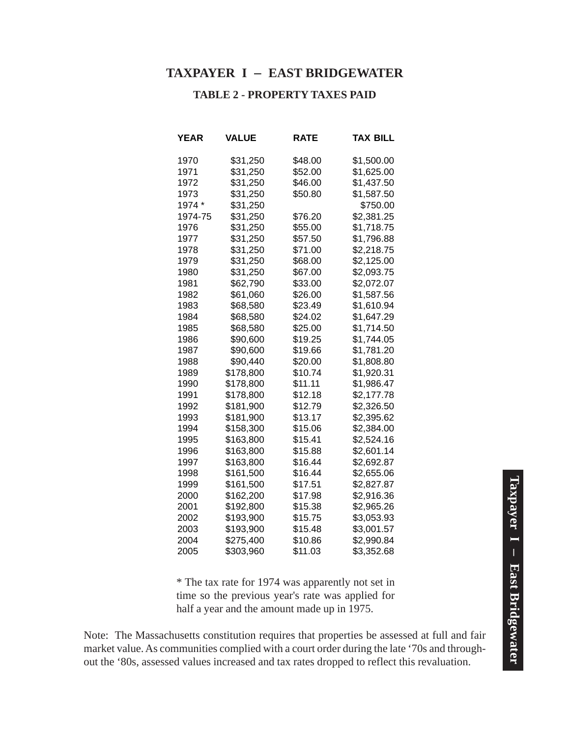## TAXPAYER I – EAST BRIDGEWATER

### TABLE 2 - PROPERTY TAXES PAID

| YEAR | VALUE | RATE | TAX BILL |
|---|---|---|---|
| 1970 | $31,250 | $48.00 | $1,500.00 |
| 1971 | $31,250 | $52.00 | $1,625.00 |
| 1972 | $31,250 | $46.00 | $1,437.50 |
| 1973 | $31,250 | $50.80 | $1,587.50 |
| 1974 * | $31,250 | | $750.00 |
| 1974-75 | $31,250 | $76.20 | $2,381.25 |
| 1976 | $31,250 | $55.00 | $1,718.75 |
| 1977 | $31,250 | $57.50 | $1,796.88 |
| 1978 | $31,250 | $71.00 | $2,218.75 |
| 1979 | $31,250 | $68.00 | $2,125.00 |
| 1980 | $31,250 | $67.00 | $2,093.75 |
| 1981 | $62,790 | $33.00 | $2,072.07 |
| 1982 | $61,060 | $26.00 | $1,587.56 |
| 1983 | $68,580 | $23.49 | $1,610.94 |
| 1984 | $68,580 | $24.02 | $1,647.29 |
| 1985 | $68,580 | $25.00 | $1,714.50 |
| 1986 | $90,600 | $19.25 | $1,744.05 |
| 1987 | $90,600 | $19.66 | $1,781.20 |
| 1988 | $90,440 | $20.00 | $1,808.80 |
| 1989 | $178,800 | $10.74 | $1,920.31 |
| 1990 | $178,800 | $11.11 | $1,986.47 |
| 1991 | $178,800 | $12.18 | $2,177.78 |
| 1992 | $181,900 | $12.79 | $2,326.50 |
| 1993 | $181,900 | $13.17 | $2,395.62 |
| 1994 | $158,300 | $15.06 | $2,384.00 |
| 1995 | $163,800 | $15.41 | $2,524.16 |
| 1996 | $163,800 | $15.88 | $2,601.14 |
| 1997 | $163,800 | $16.44 | $2,692.87 |
| 1998 | $161,500 | $16.44 | $2,655.06 |
| 1999 | $161,500 | $17.51 | $2,827.87 |
| 2000 | $162,200 | $17.98 | $2,916.36 |
| 2001 | $192,800 | $15.38 | $2,965.26 |
| 2002 | $193,900 | $15.75 | $3,053.93 |
| 2003 | $193,900 | $15.48 | $3,001.57 |
| 2004 | $275,400 | $10.86 | $2,990.84 |
| 2005 | $303,960 | $11.03 | $3,352.68 |

* The tax rate for 1974 was apparently not set in time so the previous year's rate was applied for half a year and the amount made up in 1975.

Note: The Massachusetts constitution requires that properties be assessed at full and fair market value. As communities complied with a court order during the late '70s and throughout the '80s, assessed values increased and tax rates dropped to reflect this revaluation.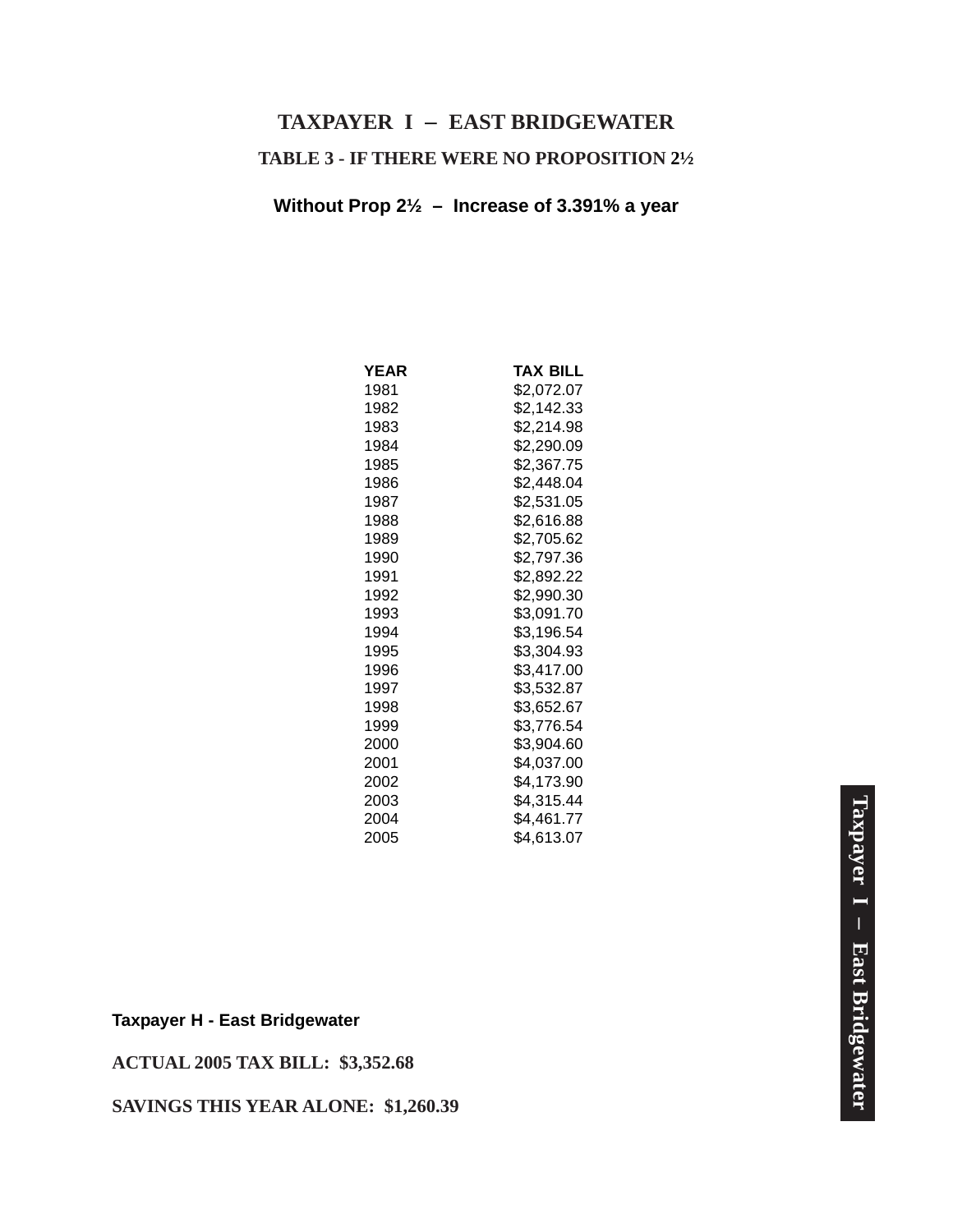# TAXPAYER I – EAST BRIDGEWATER

## TABLE 3 - IF THERE WERE NO PROPOSITION 2½

**Without Prop 2½ – Increase of 3.391% a year**

| YEAR | TAX BILL |
|---|---|
| 1981 | $2,072.07 |
| 1982 | $2,142.33 |
| 1983 | $2,214.98 |
| 1984 | $2,290.09 |
| 1985 | $2,367.75 |
| 1986 | $2,448.04 |
| 1987 | $2,531.05 |
| 1988 | $2,616.88 |
| 1989 | $2,705.62 |
| 1990 | $2,797.36 |
| 1991 | $2,892.22 |
| 1992 | $2,990.30 |
| 1993 | $3,091.70 |
| 1994 | $3,196.54 |
| 1995 | $3,304.93 |
| 1996 | $3,417.00 |
| 1997 | $3,532.87 |
| 1998 | $3,652.67 |
| 1999 | $3,776.54 |
| 2000 | $3,904.60 |
| 2001 | $4,037.00 |
| 2002 | $4,173.90 |
| 2003 | $4,315.44 |
| 2004 | $4,461.77 |
| 2005 | $4,613.07 |

**Taxpayer H - East Bridgewater**

**ACTUAL 2005 TAX BILL: $3,352.68**

**SAVINGS THIS YEAR ALONE: $1,260.39**